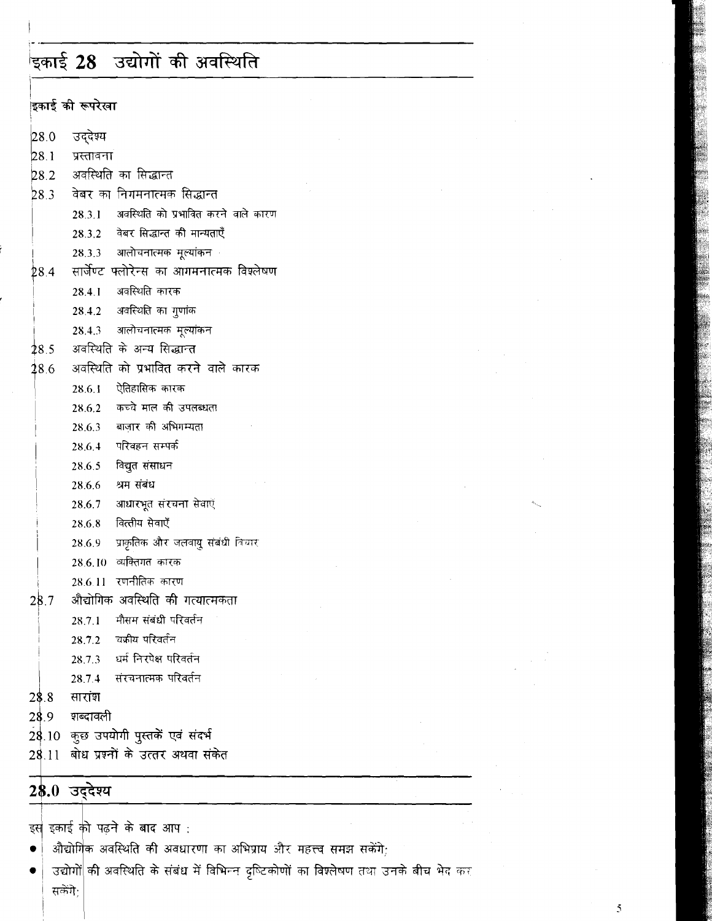# इकाई 28 उद्योगों की अवस्थिति

## इकाई की रूपरेखा

28.0 उद्देश्य

28.1 प्रस्तावना

28.2 अवस्थिति का सिद्धान्त

28.3 वेबर का निगमनात्मक सिद्धान्त

- 28.3.1 अवस्थिति को प्रभावित करने वाले कारण
- 28.3.2 वेबर सिद्धान्त की मान्यताएँ
- 28.3.3 आलोचनात्मक मूल्यांकन

28.4 सार्जेण्ट फ्लोरेन्स का आगमनात्मक विश्लेषण

- 28.4.1 अवस्थिति कारक
- 28.4.2 अवस्थिति का गुणांक
- 28.4.3 आलोचनात्मक मूल्यांकन

28.5 अवस्थिति के अन्य सिद्धान्त

28.6 अवस्थिति को प्रभावित करने वाले कारक

- 28.6.1 ऐतिहासिक कारक
- 28.6.2 कच्चे माल की उपलब्धता
- 28.6.3 बाज़ार की अभिगम्यता
- 28.6.4 परिवहन सम्पर्क
- 28.6.5 विद्युत संसाधन
- 28.6.6 श्रम संबंध
- 28.6.7 आधारभूत संरचना सेवाएं
- 28.6.8 वित्तीय सेवाएँ
- 28.6.9 प्राकृतिक और जलवायु संबंधी विचार
- 28.6.10 व्यक्तिगत कारक
- 28.6.11 रणनीतिक कारण

28.7 औद्योगिक अवस्थिति की गत्यात्मकता

- 28.7.1 मौसम संबंधी परिवर्तन
- 28.7.2 चक्रीय परिवर्तन
- 28.7.3 धर्म निरपेक्ष परिवर्तन
- 28.7.4 संरचनात्मक परिवर्तन

28.8 सारांश

28.9 शब्दावली

28.10 कुछ उपयोगी पुस्तकें एवं संदर्भ

28.11 बोध प्रश्नों के उत्तर अथवा संकेत

## 28.0 उद्देश्य

इस इकाई को पढ़ने के बाद आप :

- औद्योगिक अवस्थिति की अवधारणा का अभिप्राय और महत्त्व समझ सकेंगे;
- उद्योगों की अवस्थिति के संबंध में विभिन्न दृष्टिकोणों का विश्लेषण तथा उनके बीच भेद कर सकेंगे;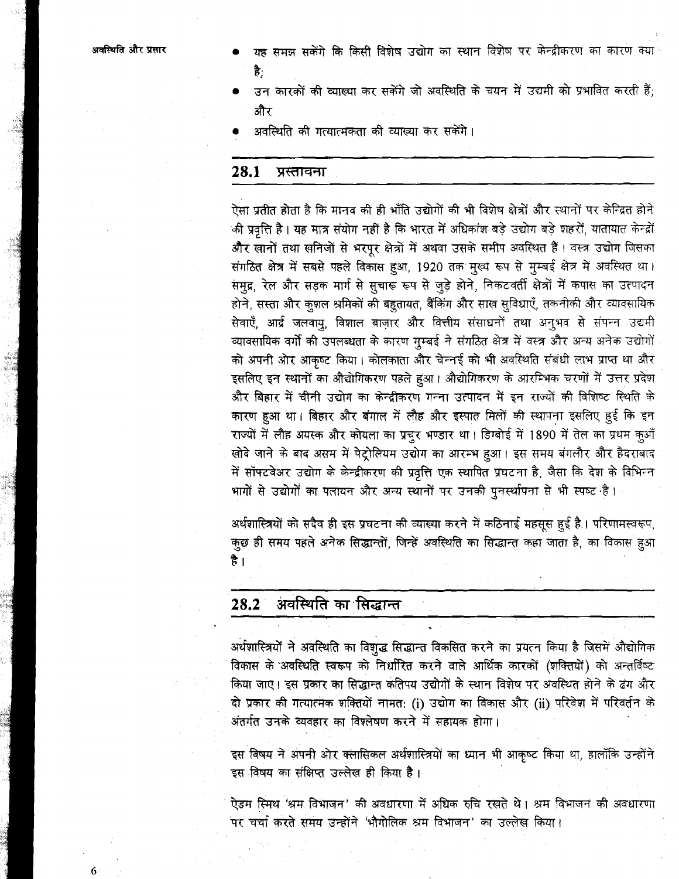- यह समझ सकेंगे कि किसी विशेष उद्योग का स्थान विशेष पर केन्द्रीकरण का कारण क्या है;
- उन कारकों की व्याख्या कर सकेंगे जो अवस्थिति के चयन में उद्यमी को प्रभावित करती हैं; और
- अवस्थिति की गत्यात्मकता की व्याख्या कर सकेंगे।

## 28.1 प्रस्तावना

ऐसा प्रतीत होता है कि मानव की ही भाँति उद्योगों की भी विशेष क्षेत्रों और स्थानों पर केन्द्रित होने की प्रवृत्ति है। यह मात्र संयोग नहीं है कि भारत में अधिकांश बड़े उद्योग बड़े शहरों, यातायात केन्द्रों और खानों तथा खनिजों से भरपूर क्षेत्रों में अथवा उसके समीप अवस्थित हैं। वस्त्र उद्योग जिसका संगठित क्षेत्र में सबसे पहले विकास हुआ, 1920 तक मुख्य रूप से मुम्बई क्षेत्र में अवस्थित था। समुद्र, रेल और सड़क मार्ग से सुचारू रूप से जुड़े होने, निकटवर्ती क्षेत्रों में कपास का उत्पादन होने, सस्ता और कुशल श्रमिकों की बहुतायत, बैंकिंग और साख सुविधाएँ, तकनीकी और व्यावसायिक सेवाएँ, आर्द्र जलवायु, विशाल बाज़ार और वित्तीय संसाधनों तथा अनुभव से संपन्न उद्यमी व्यावसायिक वर्गों की उपलब्धता के कारण मुम्बई ने संगठित क्षेत्र में वस्त्र और अन्य अनेक उद्योगों को अपनी ओर आकृष्ट किया। कोलकाता और चेन्नई को भी अवस्थिति संबंधी लाभ प्राप्त था और इसलिए इन स्थानों का औद्योगिकरण पहले हुआ। औद्योगिकरण के आरम्भिक चरणों में उत्तर प्रदेश और बिहार में चीनी उद्योग का केन्द्रीकरण गन्ना उत्पादन में इन राज्यों की विशिष्ट स्थिति के कारण हुआ था। बिहार और बंगाल में लौह और इस्पात मिलों की स्थापना इसलिए हुई कि इन राज्यों में लौह अयस्क और कोयला का प्रचुर भण्डार था। डिग्बोई में 1890 में तेल का प्रथम कुआँ खोदे जाने के बाद असम में पेट्रोलियम उद्योग का आरम्भ हुआ। इस समय बंगलौर और हैदराबाद में सॉफ्टवेअर उद्योग के केन्द्रीकरण की प्रवृत्ति एक स्थापित प्रघटना है, जैसा कि देश के विभिन्न भागों से उद्योगों का पलायन और अन्य स्थानों पर उनकी पुनर्स्थापना से भी स्पष्ट है।

अर्थशास्त्रियों को सदैव ही इस प्रघटना की व्याख्या करने में कठिनाई महसूस हुई है। परिणामस्वरूप, कुछ ही समय पहले अनेक सिद्धान्तों, जिन्हें अवस्थिति का सिद्धान्त कहा जाता है, का विकास हुआ है।

## 28.2 अवस्थिति का सिद्धान्त

अर्थशास्त्रियों ने अवस्थिति का विशुद्ध सिद्धान्त विकसित करने का प्रयत्न किया है जिसमें औद्योगिक विकास के अवस्थिति स्वरूप को निर्धारित करने वाले आर्थिक कारकों (शक्तियों) को अन्तर्विष्ट किया जाए। इस प्रकार का सिद्धान्त कतिपय उद्योगों के स्थान विशेष पर अवस्थित होने के ढंग और दो प्रकार की गत्यात्मक शक्तियों नामत: (i) उद्योग का विकास और (ii) परिवेश में परिवर्तन के अंतर्गत उनके व्यवहार का विश्लेषण करने में सहायक होगा।

इस विषय ने अपनी ओर क्लासिकल अर्थशास्त्रियों का ध्यान भी आकृष्ट किया था, हालाँकि उन्होंने इस विषय का संक्षिप्त उल्लेख ही किया है।

ऐडम स्मिथ 'श्रम विभाजन' की अवधारणा में अधिक रुचि रखते थे। श्रम विभाजन की अवधारणा पर चर्चा करते समय उन्होंने 'भौगोलिक श्रम विभाजन' का उल्लेख किया।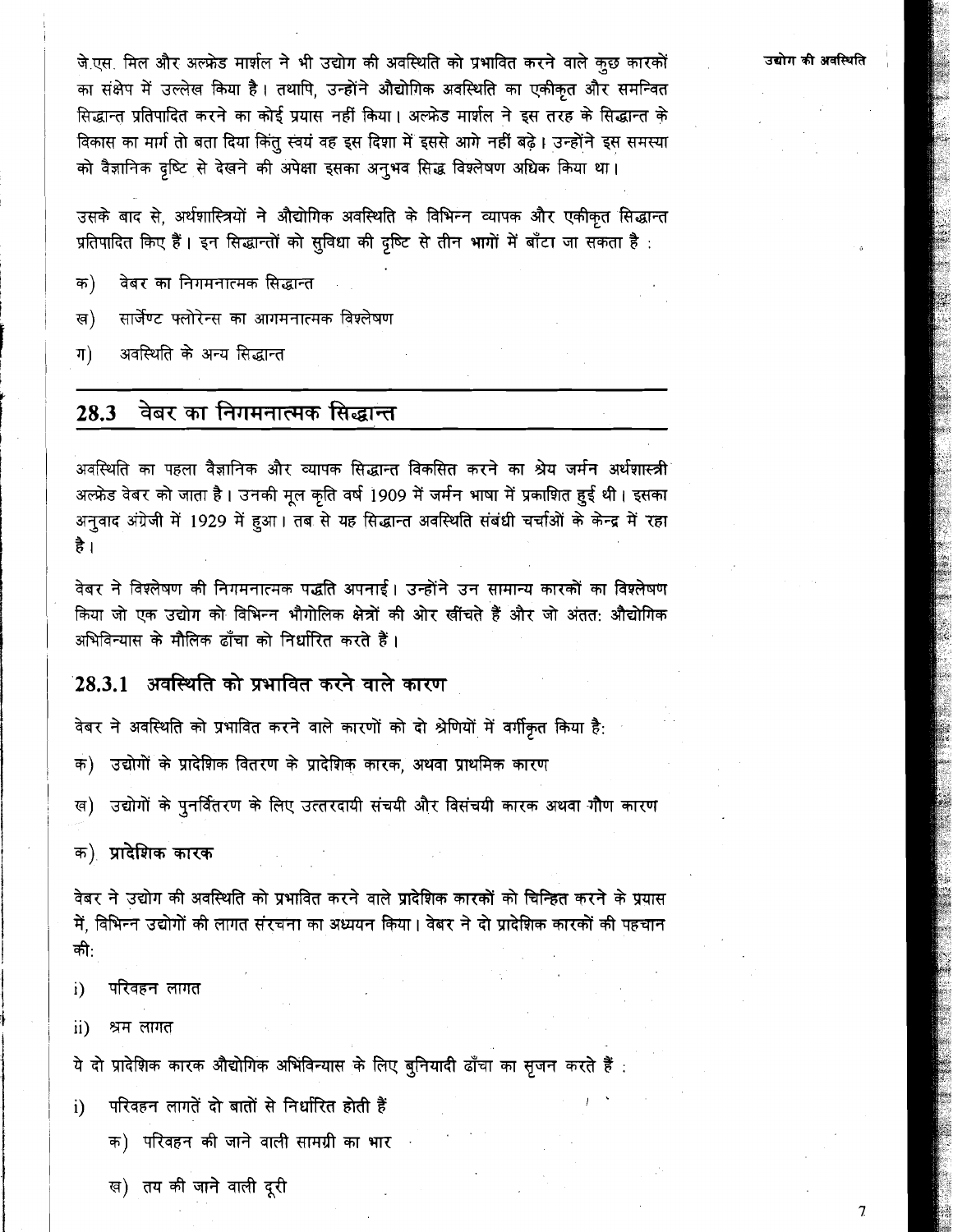जे.एस. मिल और अल्फ्रेड मार्शल ने भी उद्योग की अवस्थिति को प्रभावित करने वाले कुछ कारकों का संक्षेप में उल्लेख किया है। तथापि, उन्होंने औद्योगिक अवस्थिति का एकीकृत और समन्वित सिद्धान्त प्रतिपादित करने का कोई प्रयास नहीं किया। अल्फ्रेड मार्शल ने इस तरह के सिद्धान्त के विकास का मार्ग तो बता दिया किंतु स्वयं वह इस दिशा में इससे आगे नहीं बढ़े। उन्होंने इस समस्या को वैज्ञानिक दृष्टि से देखने की अपेक्षा इसका अनुभव सिद्ध विश्लेषण अधिक किया था।

उसके बाद से, अर्थशास्त्रियों ने औद्योगिक अवस्थिति के विभिन्न व्यापक और एकीकृत सिद्धान्त प्रतिपादित किए हैं। इन सिद्धान्तों को सुविधा की दृष्टि से तीन भागों में बाँटा जा सकता है :

क) वेबर का निगमनात्मक सिद्धान्त

ख) सार्जेण्ट फ्लोरेन्स का आगमनात्मक विश्लेषण

ग) अवस्थिति के अन्य सिद्धान्त

## 28.3 वेबर का निगमनात्मक सिद्धान्त

अवस्थिति का पहला वैज्ञानिक और व्यापक सिद्धान्त विकसित करने का श्रेय जर्मन अर्थशास्त्री अल्फ्रेड वेबर को जाता है। उनकी मूल कृति वर्ष 1909 में जर्मन भाषा में प्रकाशित हुई थी। इसका अनुवाद अंग्रेजी में 1929 में हुआ। तब से यह सिद्धान्त अवस्थिति संबंधी चर्चाओं के केन्द्र में रहा है।

वेबर ने विश्लेषण की निगमनात्मक पद्धति अपनाई। उन्होंने उन सामान्य कारकों का विश्लेषण किया जो एक उद्योग को विभिन्न भौगोलिक क्षेत्रों की ओर खींचते हैं और जो अंततः औद्योगिक अभिविन्यास के मौलिक ढाँचा को निर्धारित करते हैं।

### 28.3.1 अवस्थिति को प्रभावित करने वाले कारण

वेबर ने अवस्थिति को प्रभावित करने वाले कारणों को दो श्रेणियों में वर्गीकृत किया है:

क) उद्योगों के प्रादेशिक वितरण के प्रादेशिक कारक, अथवा प्राथमिक कारण

ख) उद्योगों के पुनर्वितरण के लिए उत्तरदायी संचयी और विसंचयी कारक अथवा गौण कारण

**क) प्रादेशिक कारक**

वेबर ने उद्योग की अवस्थिति को प्रभावित करने वाले प्रादेशिक कारकों को चिन्हित करने के प्रयास में, विभिन्न उद्योगों की लागत संरचना का अध्ययन किया। वेबर ने दो प्रादेशिक कारकों की पहचान की:

i) परिवहन लागत

ii) श्रम लागत

ये दो प्रादेशिक कारक औद्योगिक अभिविन्यास के लिए बुनियादी ढाँचा का सृजन करते हैं :

i) परिवहन लागतें दो बातों से निर्धारित होती हैं

  क) परिवहन की जाने वाली सामग्री का भार

  ख) तय की जाने वाली दूरी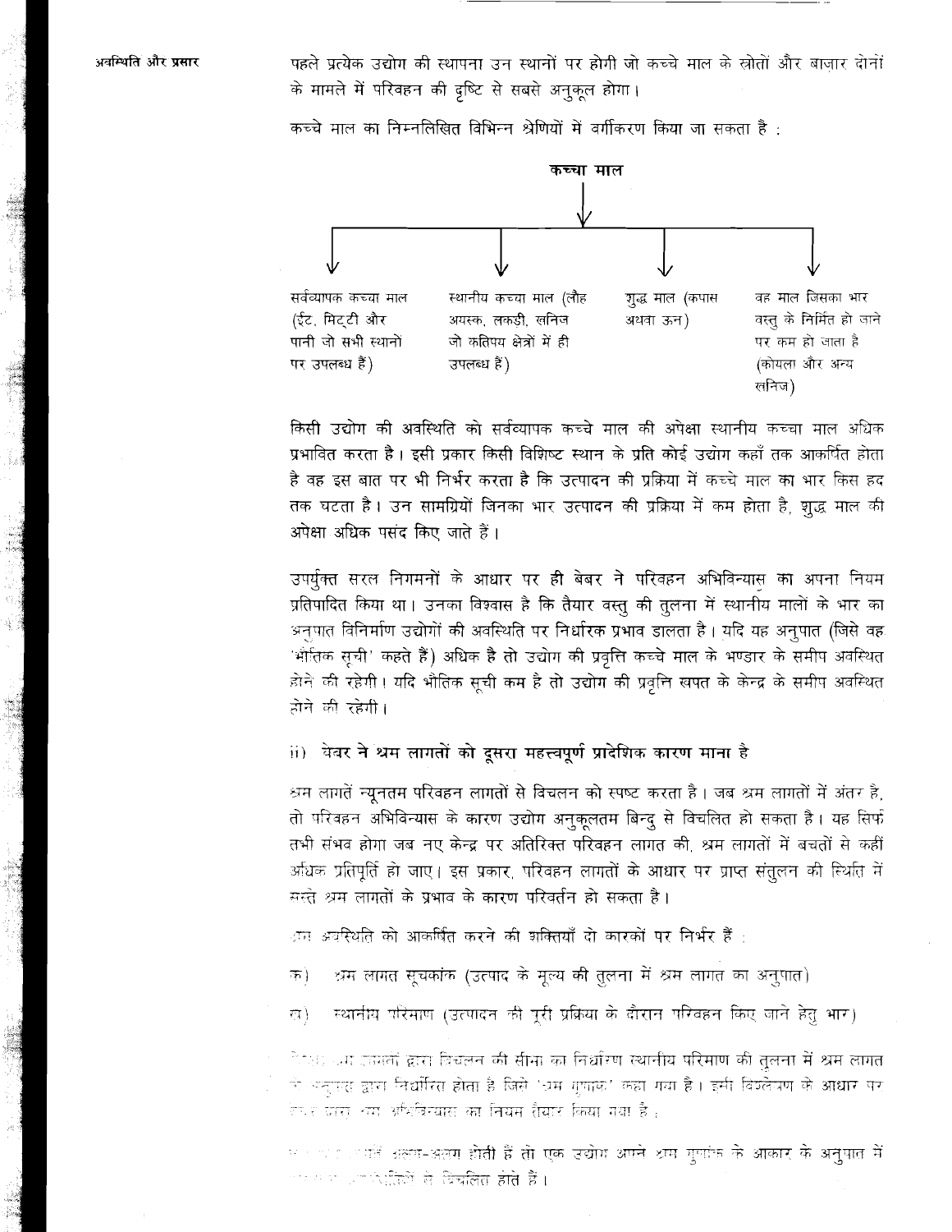पहले प्रत्येक उद्योग की स्थापना उन स्थानों पर होगी जो कच्चे माल के स्रोतों और बाज़ार दोनों के मामले में परिवहन की दृष्टि से सबसे अनुकूल होगा।

कच्चे माल का निम्नलिखित विभिन्न श्रेणियों में वर्गीकरण किया जा सकता है :

**कच्चा माल**

- सर्वव्यापक कच्चा माल (ईंट, मिट्टी और पानी जो सभी स्थानों पर उपलब्ध हैं)
- स्थानीय कच्चा माल (लौह अयस्क, लकड़ी, खनिज जो कतिपय क्षेत्रों में ही उपलब्ध हैं)
- शुद्ध माल (कपास अथवा ऊन)
- वह माल जिसका भार वस्तु के निर्मित हो जाने पर कम हो जाता है (कोयला और अन्य खनिज)

**किसी उद्योग की अवस्थिति को सर्वव्यापक कच्चे माल की अपेक्षा स्थानीय कच्चा माल अधिक प्रभावित करता है। इसी प्रकार किसी विशिष्ट स्थान के प्रति कोई उद्योग कहाँ तक आकर्षित होता है वह इस बात पर भी निर्भर करता है कि उत्पादन की प्रक्रिया में कच्चे माल का भार किस हद तक घटता है। उन सामग्रियों जिनका भार उत्पादन की प्रक्रिया में कम होता है, शुद्ध माल की अपेक्षा अधिक पसंद किए जाते हैं।**

उपर्युक्त सरल निगमनों के आधार पर ही वेबर ने परिवहन अभिविन्यास का अपना नियम प्रतिपादित किया था। उनका विश्वास है कि तैयार वस्तु की तुलना में स्थानीय मालों के भार का अनुपात विनिर्माण उद्योगों की अवस्थिति पर निर्धारक प्रभाव डालता है। यदि यह अनुपात (जिसे वह 'भौतिक सूची' कहते हैं) अधिक है तो उद्योग की प्रवृत्ति कच्चे माल के भण्डार के समीप अवस्थित होने की रहेगी। यदि भौतिक सूची कम है तो उद्योग की प्रवृत्ति खपत के केन्द्र के समीप अवस्थित होने की रहेगी।

### ii) वेबर ने श्रम लागतों को दूसरा महत्त्वपूर्ण प्रादेशिक कारण माना है

श्रम लागतें न्यूनतम परिवहन लागतों से विचलन को स्पष्ट करता है। जब श्रम लागतों में अंतर है, तो परिवहन अभिविन्यास के कारण उद्योग अनुकूलतम बिन्दु से विचलित हो सकता है। यह सिर्फ तभी संभव होगा जब नए केन्द्र पर अतिरिक्त परिवहन लागत की, श्रम लागतों में बचतों से कहीं अधिक प्रतिपूर्ति हो जाए। इस प्रकार, परिवहन लागतों के आधार पर प्राप्त संतुलन की स्थिति में सस्ते श्रम लागतों के प्रभाव के कारण परिवर्तन हो सकता है।

श्रम अवस्थिति को आकर्षित करने की शक्तियाँ दो कारकों पर निर्भर हैं :

क) श्रम लागत सूचकांक (उत्पाद के मूल्य की तुलना में श्रम लागत का अनुपात)

ख) स्थानीय परिमाण (उत्पादन की पूरी प्रक्रिया के दौरान परिवहन किए जाने हेतु भार)

किसी श्रम लागतों द्वारा विचलन की सीमा का निर्धारण स्थानीय परिमाण की तुलना में श्रम लागत के अनुपात द्वारा निर्धारित होता है जिसे 'श्रम गुणांक' कहा गया है। इसी विश्लेषण के आधार पर ... श्रम अभिविन्यास का नियम तैयार किया गया है :

... अलग-अलग होती हैं तो एक उद्योग अपने श्रम गुणांक के आकार के अनुपात में ... से विचलित होते हैं।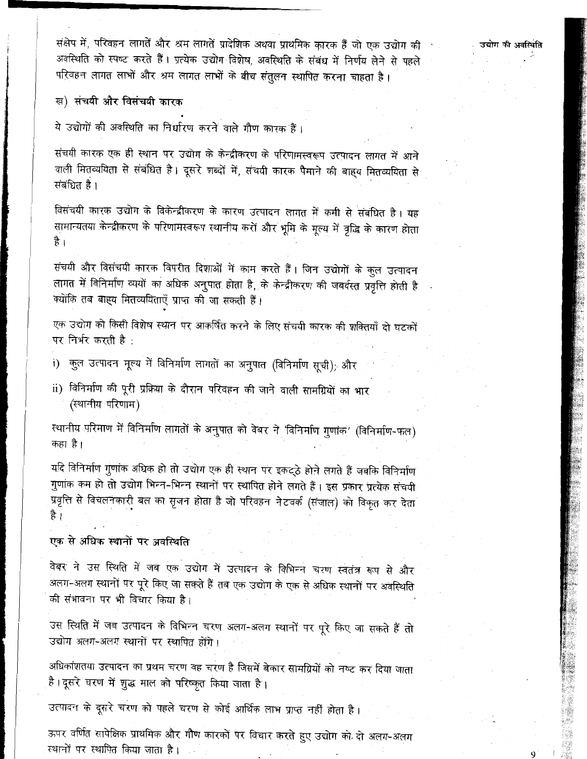संक्षेप में, परिवहन लागतें और श्रम लागतें प्रादेशिक अथवा प्राथमिक कारक हैं जो एक उद्योग की अवस्थिति को स्पष्ट करते हैं। प्रत्येक उद्योग विशेष, अवस्थिति के संबंध में निर्णय लेने से पहले परिवहन लागत लाभों और श्रम लागत लाभों के बीच संतुलन स्थापित करना चाहता है।

### ख) संचयी और विसंचयी कारक

ये उद्योगों की अवस्थिति का निर्धारण करने वाले गौण कारक हैं।

संचयी कारक एक ही स्थान पर उद्योग के केन्द्रीकरण के परिणामस्वरूप उत्पादन लागत में आने वाली मितव्ययिता से संबंधित है। दूसरे शब्दों में, संचयी कारक पैमाने की बाह्य मितव्ययिता से संबंधित है।

विसंचयी कारक उद्योग के विकेन्द्रीकरण के कारण उत्पादन लागत में कमी से संबंधित है। यह सामान्यतया केन्द्रीकरण के परिणामस्वरूप स्थानीय करों और भूमि के मूल्य में वृद्धि के कारण होता है।

संचयी और विसंचयी कारक विपरीत दिशाओं में काम करते हैं। जिन उद्योगों के कुल उत्पादन लागत में विनिर्माण व्ययों का अधिक अनुपात होता है, के केन्द्रीकरण की जबर्दस्त प्रवृत्ति होती है क्योंकि तब बाह्य मितव्ययिताएँ प्राप्त की जा सकती हैं।

एक उद्योग को किसी विशेष स्थान पर आकर्षित करने के लिए संचयी कारक की शक्तियाँ दो घटकों पर निर्भर करती है :

i) कुल उत्पादन मूल्य में विनिर्माण लागतों का अनुपात (विनिर्माण सूची); और

ii) विनिर्माण की पूरी प्रक्रिया के दौरान परिवहन की जाने वाली सामग्रियों का भार (स्थानीय परिणाम)

स्थानीय परिमाण में विनिर्माण लागतों के अनुपात को वेबर ने 'विनिर्माण गुणांक' (विनिर्माण-फल) कहा है।

यदि विनिर्माण गुणांक अधिक हो तो उद्योग एक ही स्थान पर इकट्ठे होने लगते हैं जबकि विनिर्माण गुणांक कम हो तो उद्योग भिन्न-भिन्न स्थानों पर स्थापित होने लगते हैं। इस प्रकार प्रत्येक संचयी प्रवृत्ति से विचलनकारी बल का सृजन होता है जो परिवहन नेटवर्क (संजाल) को विकृत कर देता है।

### एक से अधिक स्थानों पर अवस्थिति

वेबर ने उस स्थिति में जब एक उद्योग में उत्पादन के विभिन्न चरण स्वतंत्र रूप से और अलग-अलग स्थानों पर पूरे किए जा सकते हैं तब एक उद्योग के एक से अधिक स्थानों पर अवस्थिति की संभावना पर भी विचार किया है।

उस स्थिति में जब उत्पादन के विभिन्न चरण अलग-अलग स्थानों पर पूरे किए जा सकते हैं तो उद्योग अलग-अलग स्थानों पर स्थापित होंगे।

अधिकांशतया उत्पादन का प्रथम चरण वह चरण है जिसमें बेकार सामग्रियों को नष्ट कर दिया जाता है। दूसरे चरण में शुद्ध माल को परिष्कृत किया जाता है।

उत्पादन के दूसरे चरण को पहले चरण से कोई आर्थिक लाभ प्राप्त नहीं होता है।

ऊपर वर्णित सापेक्षिक प्राथमिक और गौण कारकों पर विचार करते हुए उद्योग को दो अलग-अलग स्थानों पर स्थापित किया जाता है।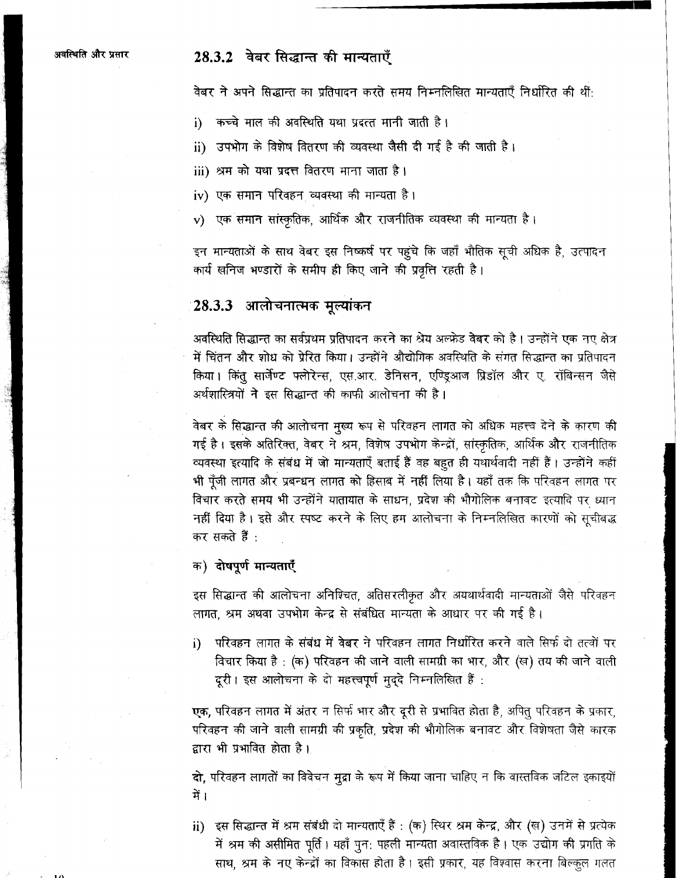### 28.3.2 वेबर सिद्धान्त की मान्यताएँ

वेबर ने अपने सिद्धान्त का प्रतिपादन करते समय निम्नलिखित मान्यताएँ निर्धारित की थीं:

i) कच्चे माल की अवस्थिति यथा प्रदत्त मानी जाती है।

ii) उपभोग के विशेष वितरण की व्यवस्था जैसी दी गई है की जाती है।

iii) श्रम को यथा प्रदत्त वितरण माना जाता है।

iv) एक समान परिवहन व्यवस्था की मान्यता है।

v) एक समान सांस्कृतिक, आर्थिक और राजनीतिक व्यवस्था की मान्यता है।

इन मान्यताओं के साथ वेबर इस निष्कर्ष पर पहुंचे कि जहाँ भौतिक सूची अधिक है, उत्पादन कार्य खनिज भण्डारों के समीप ही किए जाने की प्रवृत्ति रहती है।

### 28.3.3 आलोचनात्मक मूल्यांकन

अवस्थिति सिद्धान्त का सर्वप्रथम प्रतिपादन करने का श्रेय अल्फ्रेड **वेबर** को है। उन्होंने एक नए क्षेत्र में चिंतन और शोध को प्रेरित किया। उन्होंने औद्योगिक अवस्थिति के संगत सिद्धान्त का प्रतिपादन किया। किंतु सार्जेण्ट फ्लोरेन्स, एस.आर. डेनिसन, एण्ड्रिआज प्रिडॉल और ए. रॉबिन्सन जैसे अर्थशास्त्रियों ने इस सिद्धान्त की काफी आलोचना की है।

वेबर के सिद्धान्त की आलोचना मुख्य रूप से परिवहन लागत को अधिक महत्त्व देने के कारण की गई है। इसके अतिरिक्त, वेबर ने श्रम, विशेष उपभोग केन्द्रों, सांस्कृतिक, आर्थिक और राजनीतिक व्यवस्था इत्यादि के संबंध में जो मान्यताएँ बताई हैं वह बहुत ही यथार्थवादी नहीं हैं। उन्होंने कहीं भी पूँजी लागत और प्रबन्धन लागत को हिसाब में नहीं लिया है। यहाँ तक कि परिवहन लागत पर विचार करते समय भी उन्होंने यातायात के साधन, प्रदेश की भौगोलिक बनावट इत्यादि पर ध्यान नहीं दिया है। इसे और स्पष्ट करने के लिए हम आलोचना के निम्नलिखित कारणों को सूचीबद्ध कर सकते हैं :

**क) दोषपूर्ण मान्यताएँ**

इस सिद्धान्त की आलोचना अनिश्चित, अतिसरलीकृत और अयथार्थवादी मान्यताओं जैसे परिवहन लागत, श्रम अथवा उपभोग केन्द्र से संबंधित मान्यता के आधार पर की गई है।

i) परिवहन लागत के संबंध में **वेबर** ने परिवहन लागत निर्धारित करने वाले सिर्फ दो तत्वों पर विचार किया है : (क) परिवहन की जाने वाली सामग्री का भार, और (ख) तय की जाने वाली दूरी। इस आलोचना के दो महत्त्वपूर्ण मुद्दे निम्नलिखित हैं :

**एक,** परिवहन लागत में अंतर न सिर्फ भार और दूरी से प्रभावित होता है, अपितु परिवहन के प्रकार, परिवहन की जाने वाली सामग्री की प्रकृति, प्रदेश की भौगोलिक बनावट और विशेषता जैसे कारक द्वारा भी प्रभावित होता है।

**दो,** परिवहन लागतों का विवेचन मुद्रा के रूप में किया जाना चाहिए न कि वास्तविक जटिल इकाइयों में।

ii) इस सिद्धान्त में श्रम संबंधी दो मान्यताएँ हैं : (क) स्थिर श्रम केन्द्र, और (ख) उनमें से प्रत्येक में श्रम की असीमित पूर्ति। यहाँ पुन: पहली मान्यता अवास्तविक है। एक उद्योग की प्रगति के साथ, श्रम के नए केन्द्रों का विकास होता है। इसी प्रकार, यह विश्वास करना बिल्कुल गलत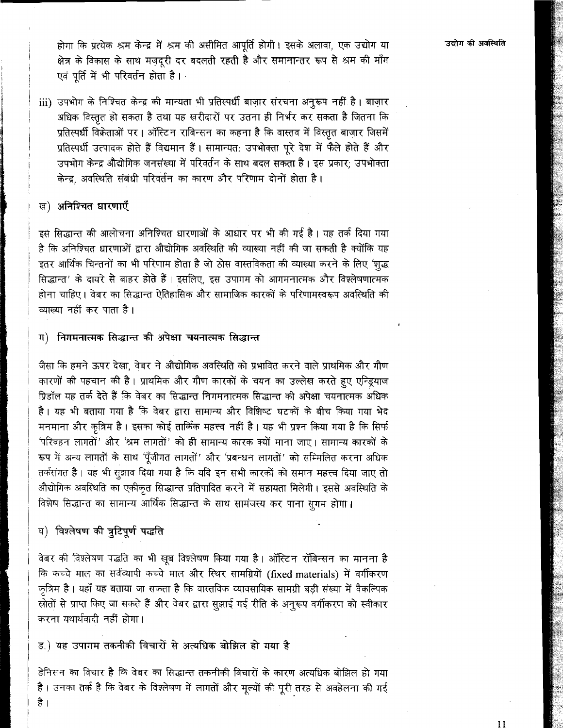होगा कि प्रत्येक श्रम केन्द्र में श्रम की असीमित आपूर्ति होगी। इसके अलावा, एक उद्योग या क्षेत्र के विकास के साथ मज़दूरी दर बदलती रहती है और समानान्तर रूप से श्रम की माँग एवं पूर्ति में भी परिवर्तन होता है।

iii) उपभोग के निश्चित केन्द्र की मान्यता भी प्रतिस्पर्धी बाज़ार संरचना अनुरूप नहीं है। बाज़ार अधिक विस्तृत हो सकता है तथा यह खरीदारों पर उतना ही निर्भर कर सकता है जितना कि प्रतिस्पर्धी विक्रेताओं पर। ऑस्टिन राबिन्सन का कहना है कि वास्तव में विस्तृत बाज़ार जिसमें प्रतिस्पर्धी उत्पादक होते हैं विद्यमान हैं। सामान्यतः उपभोक्ता पूरे देश में फैले होते हैं और उपभोग केन्द्र औद्योगिक जनसंख्या में परिवर्तन के साथ बदल सकता है। इस प्रकार; उपभोक्ता केन्द्र, अवस्थिति संबंधी परिवर्तन का कारण और परिणाम दोनों होता है।

### ख) अनिश्चित धारणाएँ

इस सिद्धान्त की आलोचना अनिश्चित धारणाओं के आधार पर भी की गई है। यह तर्क दिया गया है कि अनिश्चित धारणाओं द्वारा औद्योगिक अवस्थिति की व्याख्या नहीं की जा सकती है क्योंकि यह इतर आर्थिक चिन्तनों का भी परिणाम होता है जो ठोस वास्तविकता की व्याख्या करने के लिए 'शुद्ध सिद्धान्त' के दायरे से बाहर होते हैं। इसलिए, इस उपागम को आगमनात्मक और विश्लेषणात्मक होना चाहिए। वेबर का सिद्धान्त ऐतिहासिक और सामाजिक कारकों के परिणामस्वरूप अवस्थिति की व्याख्या नहीं कर पाता है।

### ग) निगमनात्मक सिद्धान्त की अपेक्षा चयनात्मक सिद्धान्त

जैसा कि हमने ऊपर देखा, वेबर ने औद्योगिक अवस्थिति को प्रभावित करने वाले प्राथमिक और गौण कारणों की पहचान की है। प्राथमिक और गौण कारकों के चयन का उल्लेख करते हुए एन्ड्रियाज प्रिडॉल यह तर्क देते हैं कि वेबर का सिद्धान्त निगमनात्मक सिद्धान्त की अपेक्षा चयनात्मक अधिक है। यह भी बताया गया है कि वेबर द्वारा सामान्य और विशिष्ट घटकों के बीच किया गया भेद मनमाना और कृत्रिम है। इसका कोई तार्किक महत्त्व नहीं है। यह भी प्रश्न किया गया है कि सिर्फ 'परिवहन लागतों' और 'श्रम लागतों' को ही सामान्य कारक क्यों माना जाए। सामान्य कारकों के रूप में अन्य लागतों के साथ 'पूँजीगत लागतों' और 'प्रबन्धन लागतों' को सम्मिलित करना अधिक तर्कसंगत है। यह भी सुझाव दिया गया है कि यदि इन सभी कारकों को समान महत्त्व दिया जाए तो औद्योगिक अवस्थिति का एकीकृत सिद्धान्त प्रतिपादित करने में सहायता मिलेगी। इससे अवस्थिति के विशेष सिद्धान्त का सामान्य आर्थिक सिद्धान्त के साथ सामंजस्य कर पाना सुगम होगा।

### घ) विश्लेषण की त्रुटिपूर्ण पद्धति

वेबर की विश्लेषण पद्धति का भी खूब विश्लेषण किया गया है। ऑस्टिन रॉबिन्सन का मानना है कि कच्चे माल का सर्वव्यापी कच्चे माल और स्थिर सामग्रियों (fixed materials) में वर्गीकरण कृत्रिम है। यहाँ यह बताया जा सकता है कि वास्तविक व्यावसायिक सामग्री बड़ी संख्या में वैकल्पिक स्रोतों से प्राप्त किए जा सकते हैं और वेबर द्वारा सुझाई गई रीति के अनुरूप वर्गीकरण को स्वीकार करना यथार्थवादी नहीं होगा।

### ड.) यह उपागम तकनीकी विचारों से अत्यधिक बोझिल हो गया है

डेनिसन का विचार है कि वेबर का सिद्धान्त तकनीकी विचारों के कारण अत्यधिक बोझिल हो गया है। उनका तर्क है कि वेबर के विश्लेषण में लागतों और मूल्यों की पूरी तरह से अवहेलना की गई है।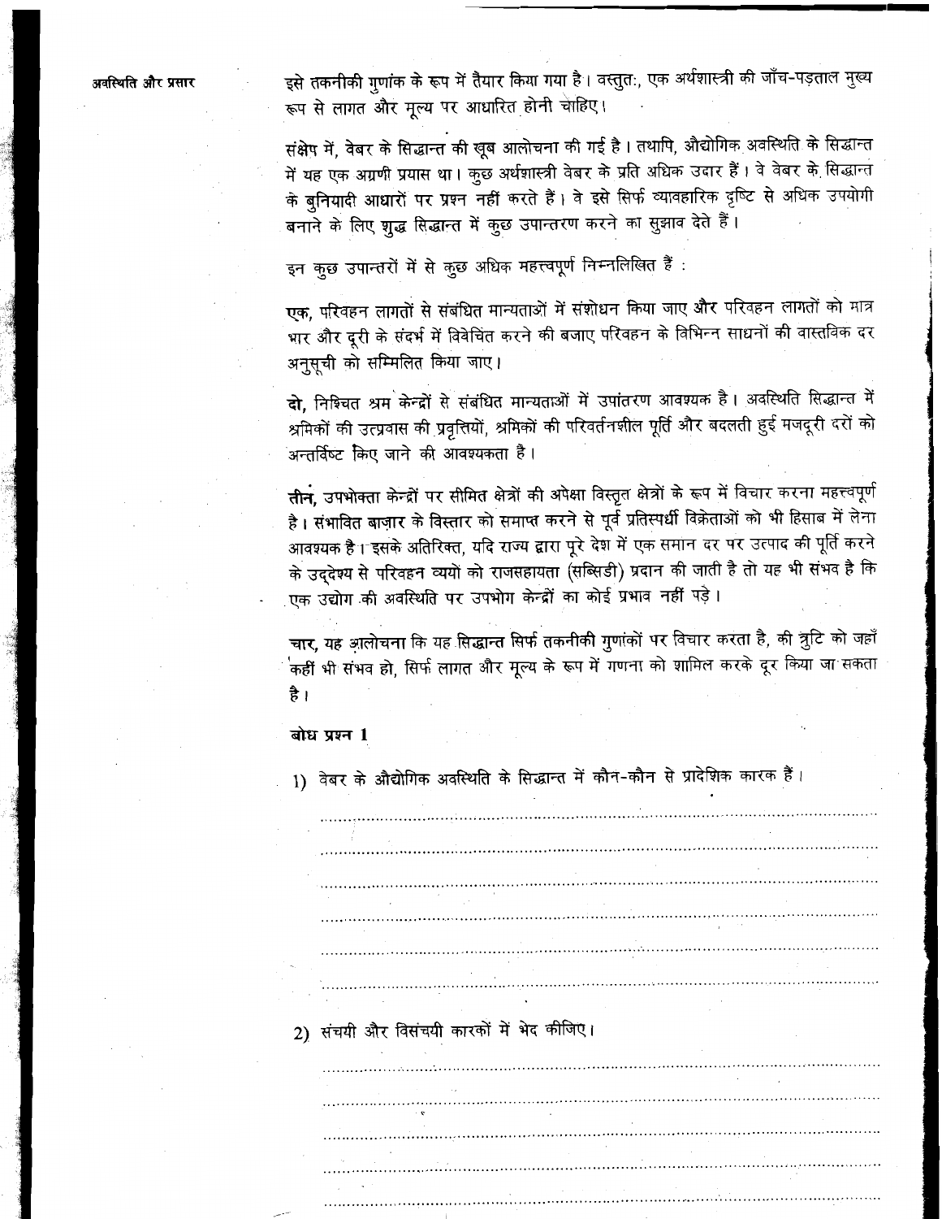इसे तकनीकी गुणांक के रूप में तैयार किया गया है। वस्तुतः, एक अर्थशास्त्री की जाँच-पड़ताल मुख्य रूप से लागत और मूल्य पर आधारित होनी चाहिए।

संक्षेप में, वेबर के सिद्धान्त की खूब आलोचना की गई है। तथापि, औद्योगिक अवस्थिति के सिद्धान्त में यह एक अग्रणी प्रयास था। कुछ अर्थशास्त्री वेबर के प्रति अधिक उदार हैं। वे वेबर के सिद्धान्त के बुनियादी आधारों पर प्रश्न नहीं करते हैं। वे इसे सिर्फ व्यावहारिक दृष्टि से अधिक उपयोगी बनाने के लिए शुद्ध सिद्धान्त में कुछ उपान्तरण करने का सुझाव देते हैं।

इन कुछ उपान्तरों में से कुछ अधिक महत्त्वपूर्ण निम्नलिखित हैं :

**एक,** परिवहन लागतों से संबंधित मान्यताओं में संशोधन किया जाए और परिवहन लागतों को मात्र भार और दूरी के संदर्भ में विवेचित करने की बजाए परिवहन के विभिन्न साधनों की वास्तविक दर अनुसूची को सम्मिलित किया जाए।

**दो,** निश्चित श्रम केन्द्रों से संबंधित मान्यताओं में उपांतरण आवश्यक है। अवस्थिति सिद्धान्त में श्रमिकों की उत्प्रवास की प्रवृत्तियों, श्रमिकों की परिवर्तनशील पूर्ति और बदलती हुई मजदूरी दरों को अन्तर्विष्ट किए जाने की आवश्यकता है।

**तीन,** उपभोक्ता केन्द्रों पर सीमित क्षेत्रों की अपेक्षा विस्तृत क्षेत्रों के रूप में विचार करना महत्त्वपूर्ण है। संभावित बाज़ार के विस्तार को समाप्त करने से पूर्व प्रतिस्पर्धी विक्रेताओं को भी हिसाब में लेना आवश्यक है। इसके अतिरिक्त, यदि राज्य द्वारा पूरे देश में एक समान दर पर उत्पाद की पूर्ति करने के उद्देश्य से परिवहन व्ययों को राजसहायता (सब्सिडी) प्रदान की जाती है तो यह भी संभव है कि एक उद्योग की अवस्थिति पर उपभोग केन्द्रों का कोई प्रभाव नहीं पड़े।

**चार,** यह आलोचना कि यह सिद्धान्त सिर्फ तकनीकी गुणांकों पर विचार करता है, की त्रुटि को जहाँ कहीं भी संभव हो, सिर्फ लागत और मूल्य के रूप में गणना को शामिल करके दूर किया जा सकता है।

**बोध प्रश्न 1**

1) वेबर के औद्योगिक अवस्थिति के सिद्धान्त में कौन-कौन से प्रादेशिक कारक हैं।

..........................................................................................................

..........................................................................................................

..........................................................................................................

..........................................................................................................

..........................................................................................................

..........................................................................................................

2) संचयी और विसंचयी कारकों में भेद कीजिए।

..........................................................................................................

..........................................................................................................

..........................................................................................................

..........................................................................................................

..........................................................................................................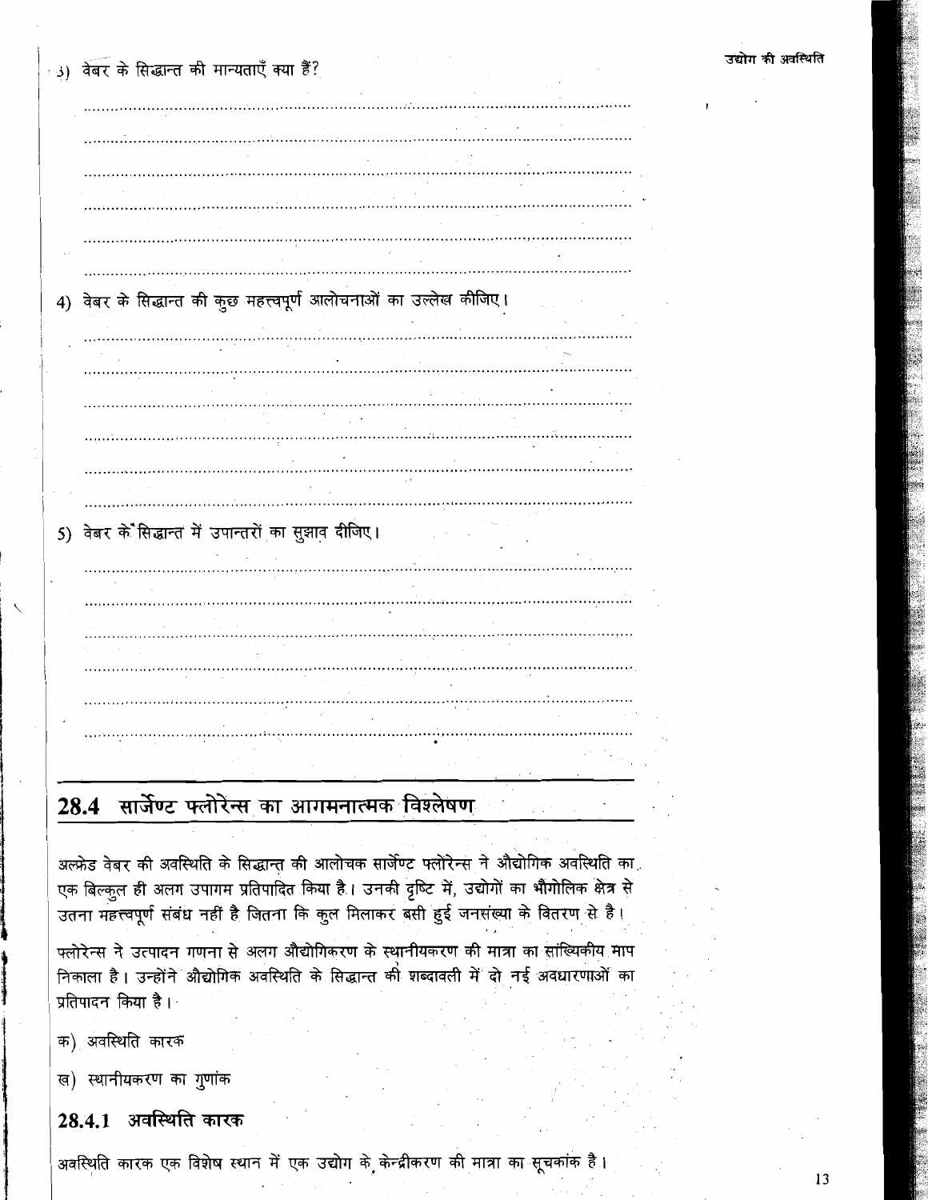3) वेबर के सिद्धान्त की मान्यताएँ क्या हैं?

..............................................................................................................

..............................................................................................................

..............................................................................................................

..............................................................................................................

..............................................................................................................

..............................................................................................................

4) वेबर के सिद्धान्त की कुछ महत्त्वपूर्ण आलोचनाओं का उल्लेख कीजिए।

..............................................................................................................

..............................................................................................................

..............................................................................................................

..............................................................................................................

..............................................................................................................

..............................................................................................................

5) वेबर के सिद्धान्त में उपान्तरों का सुझाव दीजिए।

..............................................................................................................

..............................................................................................................

..............................................................................................................

..............................................................................................................

..............................................................................................................

..............................................................................................................

## 28.4 सार्जेण्ट फ्लोरेन्स का आगमनात्मक विश्लेषण

अल्फ्रेड वेबर की अवस्थिति के सिद्धान्त की आलोचक सार्जेण्ट फ्लोरेन्स ने औद्योगिक अवस्थिति का एक बिल्कुल ही अलग उपागम प्रतिपादित किया है। उनकी दृष्टि में, उद्योगों का भौगोलिक क्षेत्र से उतना महत्त्वपूर्ण संबंध नहीं है जितना कि कुल मिलाकर बसी हुई जनसंख्या के वितरण से है।

फ्लोरेन्स ने उत्पादन गणना से अलग औद्योगिकरण के स्थानीयकरण की मात्रा का सांख्यिकीय माप निकाला है। उन्होंने औद्योगिक अवस्थिति के सिद्धान्त की शब्दावली में दो नई अवधारणाओं का प्रतिपादन किया है।

क) अवस्थिति कारक

ख) स्थानीयकरण का गुणांक

### 28.4.1 अवस्थिति कारक

अवस्थिति कारक एक विशेष स्थान में एक उद्योग के केन्द्रीकरण की मात्रा का सूचकांक है।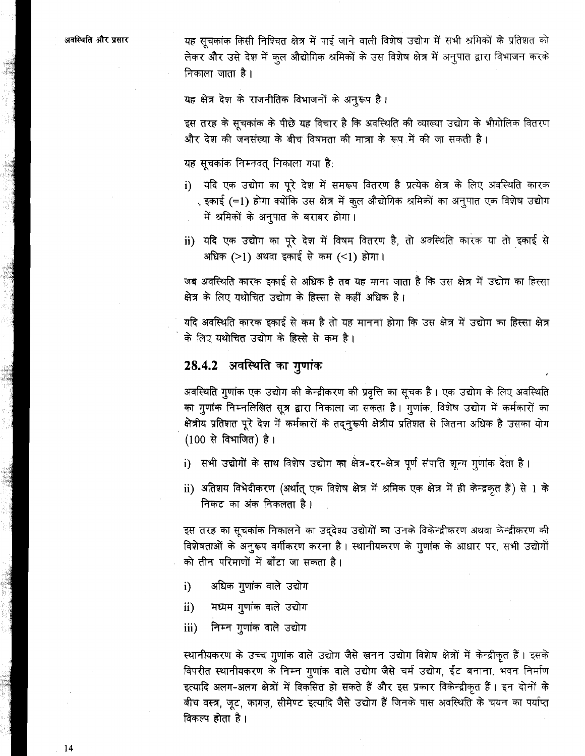यह सूचकांक किसी निश्चित क्षेत्र में पाई जाने वाली विशेष उद्योग में सभी श्रमिकों के प्रतिशत को लेकर और उसे देश में कुल औद्योगिक श्रमिकों के उस विशेष क्षेत्र में अनुपात द्वारा विभाजन करके निकाला जाता है।

यह क्षेत्र देश के राजनीतिक विभाजनों के अनुरूप है।

इस तरह के सूचकांक के पीछे यह विचार है कि अवस्थिति की व्याख्या उद्योग के भौगोलिक वितरण और देश की जनसंख्या के बीच विषमता की मात्रा के रूप में की जा सकती है।

यह सूचकांक निम्नवत् निकाला गया है:

i) यदि एक उद्योग का पूरे देश में समरूप वितरण है प्रत्येक क्षेत्र के लिए अवस्थिति कारक इकाई (=1) होगा क्योंकि उस क्षेत्र में कुल औद्योगिक श्रमिकों का अनुपात एक विशेष उद्योग में श्रमिकों के अनुपात के बराबर होगा।

ii) यदि एक उद्योग का पूरे देश में विषम वितरण है, तो अवस्थिति कारक या तो इकाई से अधिक (>1) अथवा इकाई से कम (<1) होगा।

जब अवस्थिति कारक इकाई से अधिक है तब यह माना जाता है कि उस क्षेत्र में उद्योग का हिस्सा क्षेत्र के लिए यथोचित उद्योग के हिस्सा से कहीं अधिक है।

यदि अवस्थिति कारक इकाई से कम है तो यह मानना होगा कि उस क्षेत्र में उद्योग का हिस्सा क्षेत्र के लिए यथोचित उद्योग के हिस्से से कम है।

## 28.4.2 अवस्थिति का गुणांक

अवस्थिति गुणांक एक उद्योग की केन्द्रीकरण की प्रवृत्ति का सूचक है। एक उद्योग के लिए अवस्थिति का गुणांक निम्नलिखित सूत्र द्वारा निकाला जा सकता है। गुणांक, विशेष उद्योग में कर्मकारों का क्षेत्रीय प्रतिशत पूरे देश में कर्मकारों के तद्नुरूपी क्षेत्रीय प्रतिशत से जितना अधिक है उसका योग (100 से विभाजित) है।

i) सभी उद्योगों के साथ विशेष उद्योग का क्षेत्र-दर-क्षेत्र पूर्ण संपाति शून्य गुणांक देता है।

ii) अतिशय विभेदीकरण (अर्थात् एक विशेष क्षेत्र में श्रमिक एक क्षेत्र में ही केन्द्रकृत हैं) से 1 के निकट का अंक निकलता है।

इस तरह का सूचकांक निकालने का उद्देश्य उद्योगों का उनके विकेन्द्रीकरण अथवा केन्द्रीकरण की विशेषताओं के अनुरूप वर्गीकरण करना है। स्थानीयकरण के गुणांक के आधार पर, सभी उद्योगों को तीन परिमाणों में बाँटा जा सकता है।

i) अधिक गुणांक वाले उद्योग

ii) मध्यम गुणांक वाले उद्योग

iii) निम्न गुणांक वाले उद्योग

स्थानीयकरण के उच्च गुणांक वाले उद्योग जैसे खनन उद्योग विशेष क्षेत्रों में केन्द्रीकृत हैं। इसके विपरीत स्थानीयकरण के निम्न गुणांक वाले उद्योग जैसे चर्म उद्योग, ईंट बनाना, भवन निर्माण इत्यादि अलग-अलग क्षेत्रों में विकसित हो सकते हैं और इस प्रकार विकेन्द्रीकृत हैं। इन दोनों के बीच वस्त्र, जूट, कागज़, सीमेण्ट इत्यादि जैसे उद्योग हैं जिनके पास अवस्थिति के चयन का पर्याप्त विकल्प होता है।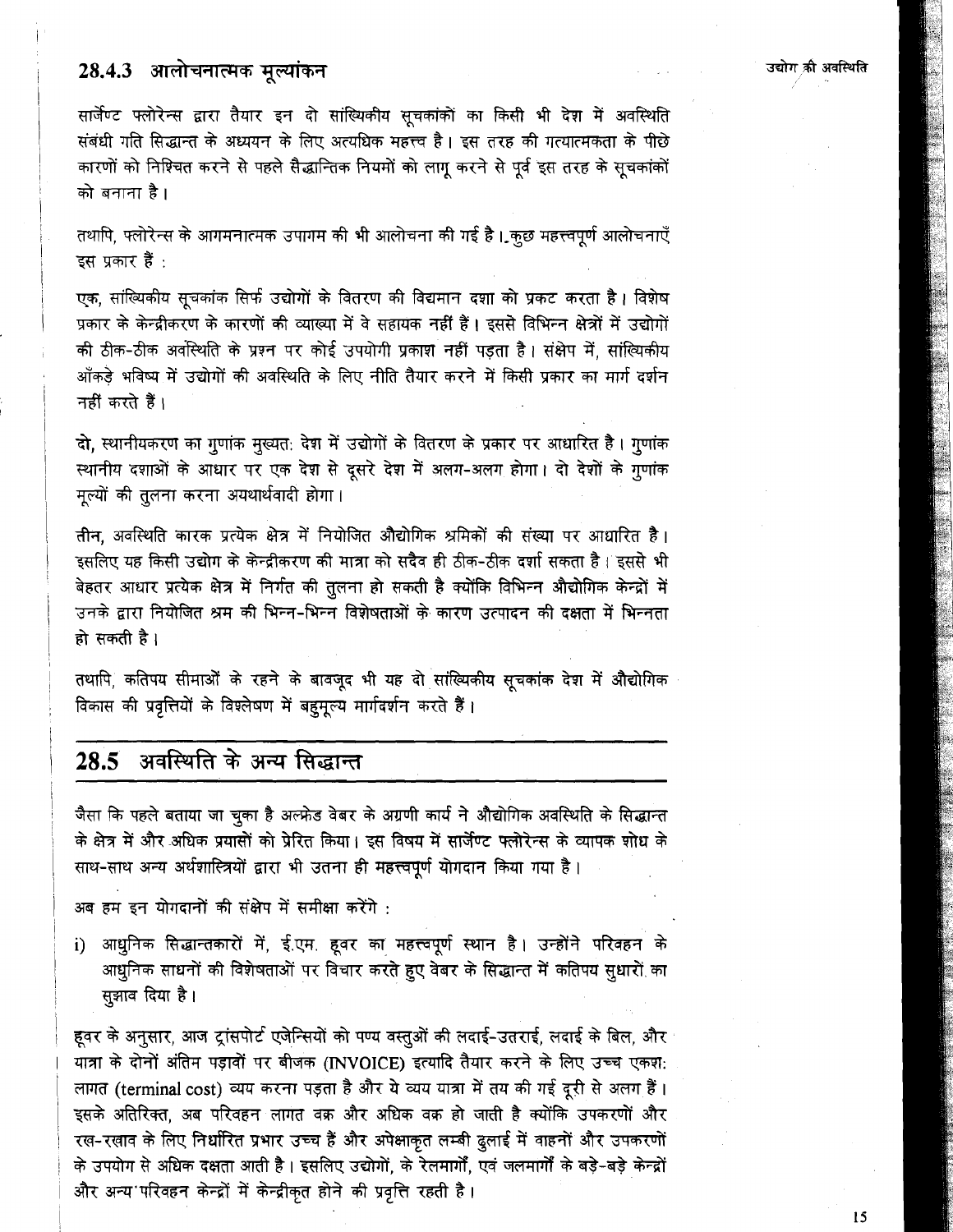### 28.4.3 आलोचनात्मक मूल्यांकन

सार्जेण्ट फ्लोरेन्स द्वारा तैयार इन दो सांख्यिकीय सूचकांकों का किसी भी देश में अवस्थिति संबंधी गति सिद्धान्त के अध्ययन के लिए अत्यधिक महत्त्व है। इस तरह की गत्यात्मकता के पीछे कारणों को निश्चित करने से पहले सैद्धान्तिक नियमों को लागू करने से पूर्व इस तरह के सूचकांकों को बनाना है।

तथापि, फ्लोरेन्स के आगमनात्मक उपागम की भी आलोचना की गई है। कुछ महत्त्वपूर्ण आलोचनाएँ इस प्रकार हैं :

एक, सांख्यिकीय सूचकांक सिर्फ उद्योगों के वितरण की विद्यमान दशा को प्रकट करता है। विशेष प्रकार के केन्द्रीकरण के कारणों की व्याख्या में वे सहायक नहीं हैं। इससे विभिन्न क्षेत्रों में उद्योगों की ठीक-ठीक अवस्थिति के प्रश्न पर कोई उपयोगी प्रकाश नहीं पड़ता है। संक्षेप में, सांख्यिकीय आँकड़े भविष्य में उद्योगों की अवस्थिति के लिए नीति तैयार करने में किसी प्रकार का मार्ग दर्शन नहीं करते हैं।

दो, स्थानीयकरण का गुणांक मुख्यत: देश में उद्योगों के वितरण के प्रकार पर आधारित है। गुणांक स्थानीय दशाओं के आधार पर एक देश से दूसरे देश में अलग-अलग होगा। दो देशों के गुणांक मूल्यों की तुलना करना अयथार्थवादी होगा।

तीन, अवस्थिति कारक प्रत्येक क्षेत्र में नियोजित औद्योगिक श्रमिकों की संख्या पर आधारित है। इसलिए यह किसी उद्योग के केन्द्रीकरण की मात्रा को सदैव ही ठीक-ठीक दर्शा सकता है। इससे भी बेहतर आधार प्रत्येक क्षेत्र में निर्गत की तुलना हो सकती है क्योंकि विभिन्न औद्योगिक केन्द्रों में उनके द्वारा नियोजित श्रम की भिन्न-भिन्न विशेषताओं के कारण उत्पादन की दक्षता में भिन्नता हो सकती है।

तथापि, कतिपय सीमाओं के रहने के बावजूद भी यह दो सांख्यिकीय सूचकांक देश में औद्योगिक विकास की प्रवृत्तियों के विश्लेषण में बहुमूल्य मार्गदर्शन करते हैं।

## 28.5 अवस्थिति के अन्य सिद्धान्त

जैसा कि पहले बताया जा चुका है अल्फ्रेड वेबर के अग्रणी कार्य ने औद्योगिक अवस्थिति के सिद्धान्त के क्षेत्र में और अधिक प्रयासों को प्रेरित किया। इस विषय में सार्जेण्ट फ्लोरेन्स के व्यापक शोध के साथ-साथ अन्य अर्थशास्त्रियों द्वारा भी उतना ही महत्त्वपूर्ण योगदान किया गया है।

अब हम इन योगदानों की संक्षेप में समीक्षा करेंगे :

i) आधुनिक सिद्धान्तकारों में, ई.एम. हूवर का महत्त्वपूर्ण स्थान है। उन्होंने परिवहन के आधुनिक साधनों की विशेषताओं पर विचार करते हुए वेबर के सिद्धान्त में कतिपय सुधारों का सुझाव दिया है।

हूवर के अनुसार, आज ट्रांसपोर्ट एजेन्सियों को पण्य वस्तुओं की लदाई-उतराई, लदाई के बिल, और यात्रा के दोनों अंतिम पड़ावों पर बीजक (INVOICE) इत्यादि तैयार करने के लिए उच्च एकश: लागत (terminal cost) व्यय करना पड़ता है और ये व्यय यात्रा में तय की गई दूरी से अलग हैं। इसके अतिरिक्त, अब परिवहन लागत वक्र और अधिक वक्र हो जाती है क्योंकि उपकरणों और रख-रखाव के लिए निर्धारित प्रभार उच्च हैं और अपेक्षाकृत लम्बी ढुलाई में वाहनों और उपकरणों के उपयोग से अधिक दक्षता आती है। इसलिए उद्योगों, के रेलमार्गों, एवं जलमार्गों के बड़े-बड़े केन्द्रों और अन्य परिवहन केन्द्रों में केन्द्रीकृत होने की प्रवृत्ति रहती है।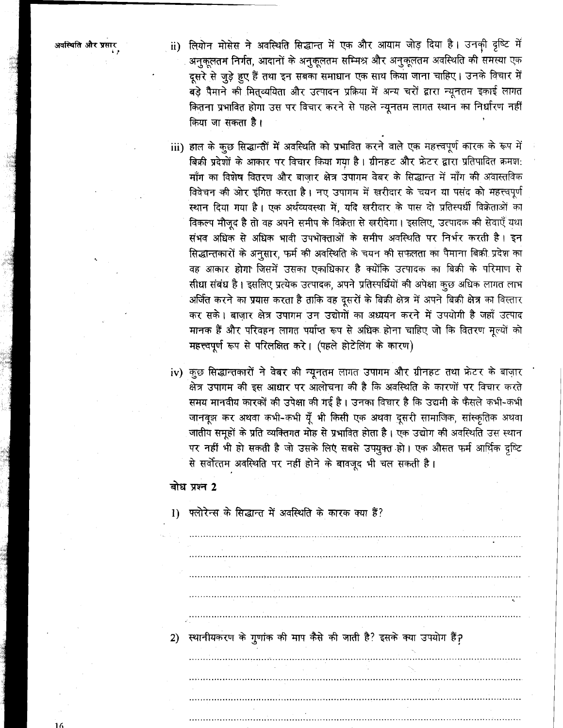ii) लियोन मोसेस ने अवस्थिति सिद्धान्त में एक और आयाम जोड़ दिया है। उनकी दृष्टि में अनुकूलतम निर्गत, आदानों के अनुकूलतम सम्मिश्र और अनुकूलतम अवस्थिति की समस्या एक दूसरे से जुड़े हुए हैं तथा इन सबका समाधान एक साथ किया जाना चाहिए। उनके विचार में बड़े पैमाने की मितव्ययिता और उत्पादन प्रक्रिया में अन्य चरों द्वारा न्यूनतम इकाई लागत कितना प्रभावित होगा उस पर विचार करने से पहले न्यूनतम लागत स्थान का निर्धारण नहीं किया जा सकता है।

iii) हाल के कुछ सिद्धान्तों में अवस्थिति को प्रभावित करने वाले एक महत्त्वपूर्ण कारक के रूप में बिक्री प्रदेशों के आकार पर विचार किया गया है। ग्रीनहट और फ्रेटर द्वारा प्रतिपादित क्रमश: माँग का विशेष वितरण और बाज़ार क्षेत्र उपागम वेबर के सिद्धान्त में माँग की अवास्तविक विवेचन की ओर इंगित करता है। नए उपागम में खरीदार के चयन या पसंद को महत्त्वपूर्ण स्थान दिया गया है। एक अर्थव्यवस्था में, यदि खरीदार के पास दो प्रतिस्पर्धी विक्रेताओं का विकल्प मौजूद है तो वह अपने समीप के विक्रेता से खरीदेगा। इसलिए, उत्पादक की सेवाएँ यथा संभव अधिक से अधिक भावी उपभोक्ताओं के समीप अवस्थिति पर निर्भर करती है। इन सिद्धान्तकारों के अनुसार, फर्म की अवस्थिति के चयन की सफलता का पैमाना बिक्री प्रदेश का वह आकार होगा जिसमें उसका एकाधिकार है क्योंकि उत्पादक का बिक्री के परिमाण से सीधा संबंध है। इसलिए प्रत्येक उत्पादक, अपने प्रतिस्पर्धियों की अपेक्षा कुछ अधिक लागत लाभ अर्जित करने का प्रयास करता है ताकि वह दूसरों के बिक्री क्षेत्र में अपने बिक्री क्षेत्र का विस्तार कर सके। बाज़ार क्षेत्र उपागम उन उद्योगों का अध्ययन करने में उपयोगी है जहाँ उत्पाद मानक हैं और परिवहन लागत पर्याप्त रूप से अधिक होना चाहिए जो कि वितरण मूल्यों को महत्त्वपूर्ण रूप से परिलक्षित करे। (पहले होटेलिंग के कारण)

iv) कुछ सिद्धान्तकारों ने वेबर की न्यूनतम लागत उपागम और ग्रीनहट तथा फ्रेटर के बाज़ार क्षेत्र उपागम की इस आधार पर आलोचना की है कि अवस्थिति के कारणों पर विचार करते समय मानवीय कारकों की उपेक्षा की गई है। उनका विचार है कि उद्यमी के फैसले कभी-कभी जानबूझ कर अथवा कभी-कभी यूँ भी किसी एक अथवा दूसरी सामाजिक, सांस्कृतिक अथवा जातीय समूहों के प्रति व्यक्तिगत मोह से प्रभावित होता है। एक उद्योग की अवस्थिति उस स्थान पर नहीं भी हो सकती है जो उसके लिए सबसे उपयुक्त हो। एक औसत फर्म आर्थिक दृष्टि से सर्वोत्तम अवस्थिति पर नहीं होने के बावजूद भी चल सकती है।

**बोध प्रश्न 2**

1) फ्लोरेन्स के सिद्धान्त में अवस्थिति के कारक क्या हैं?

.......................................................................................................................

.......................................................................................................................

.......................................................................................................................

.......................................................................................................................

.......................................................................................................................

2) स्थानीयकरण के गुणांक की माप कैसे की जाती है? इसके क्या उपयोग हैं?

.......................................................................................................................

.......................................................................................................................

.......................................................................................................................

.......................................................................................................................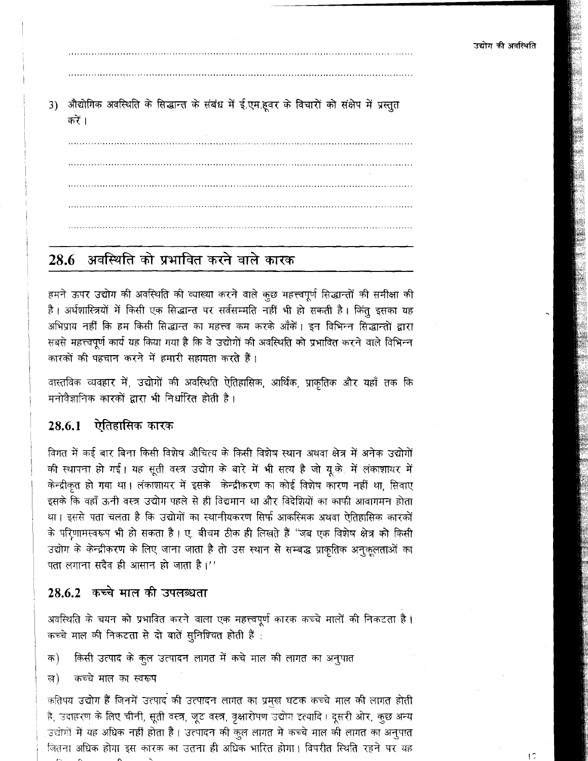3) औद्योगिक अवस्थिति के सिद्धान्त के संबंध में ई.एम.हूवर के विचारों को संक्षेप में प्रस्तुत करें।

## 28.6 अवस्थिति को प्रभावित करने वाले कारक

हमने ऊपर उद्योग की अवस्थिति की व्याख्या करने वाले कुछ महत्त्वपूर्ण सिद्धान्तों की समीक्षा की है। अर्थशास्त्रियों में किसी एक सिद्धान्त पर सर्वसम्मति नहीं भी हो सकती है। किंतु इसका यह अभिप्राय नहीं कि हम किसी सिद्धान्त का महत्त्व कम करके आँकें। इन विभिन्न सिद्धान्तों द्वारा सबसे महत्त्वपूर्ण कार्य यह किया गया है कि वे उद्योगों की अवस्थिति को प्रभावित करने वाले विभिन्न कारकों की पहचान करने में हमारी सहायता करते हैं।

वास्तविक व्यवहार में, उद्योगों की अवस्थिति ऐतिहासिक, आर्थिक, प्राकृतिक और यहाँ तक कि मनोवैज्ञानिक कारकों द्वारा भी निर्धारित होती है।

### 28.6.1 ऐतिहासिक कारक

विगत में कई बार बिना किसी विशेष औचित्य के किसी विशेष स्थान अथवा क्षेत्र में अनेक उद्योगों की स्थापना हो गई। यह सूती वस्त्र उद्योग के बारे में भी सत्य है जो यू.के. में लंकाशायर में केन्द्रीकृत हो गया था। लंकाशायर में इसके केन्द्रीकरण का कोई विशेष कारण नहीं था, सिवाए इसके कि वहाँ ऊनी वस्त्र उद्योग पहले से ही विद्यमान था और विदेशियों का काफी आवागमन होता था। इससे पता चलता है कि उद्योगों का स्थानीयकरण सिर्फ आकस्मिक अथवा ऐतिहासिक कारकों के परिणामस्वरूप भी हो सकता है। ए. बीचम ठीक ही लिखते हैं "जब एक विशेष क्षेत्र को किसी उद्योग के केन्द्रीकरण के लिए जाना जाता है तो उस स्थान से सम्बद्ध प्राकृतिक अनुकूलताओं का पता लगाना सदैव ही आसान हो जाता है।"

### 28.6.2 कच्चे माल की उपलब्धता

अवस्थिति के चयन को प्रभावित करने वाला एक महत्त्वपूर्ण कारक कच्चे मालों की निकटता है। कच्चे माल की निकटता से दो बातें सुनिश्चित होती हैं :

क) किसी उत्पाद के कुल उत्पादन लागत में कचे माल की लागत का अनुपात

ख) कच्चे माल का स्वरूप

कतिपय उद्योग हैं जिनमें उत्पाद की उत्पादन लागत का प्रमुख घटक कच्चे माल की लागत होती है, उदाहरण के लिए चीनी, सूती वस्त्र, जूट वस्त्र, वृक्षारोपण उद्योग इत्यादि। दूसरी ओर, कुछ अन्य उद्योगों में यह अधिक नहीं होता है। उत्पादन की कुल लागत मे कच्चे माल की लागत का अनुपात जितना अधिक होगा इस कारक का उतना ही अधिक भारित होगा। विपरीत स्थिति रहने पर यह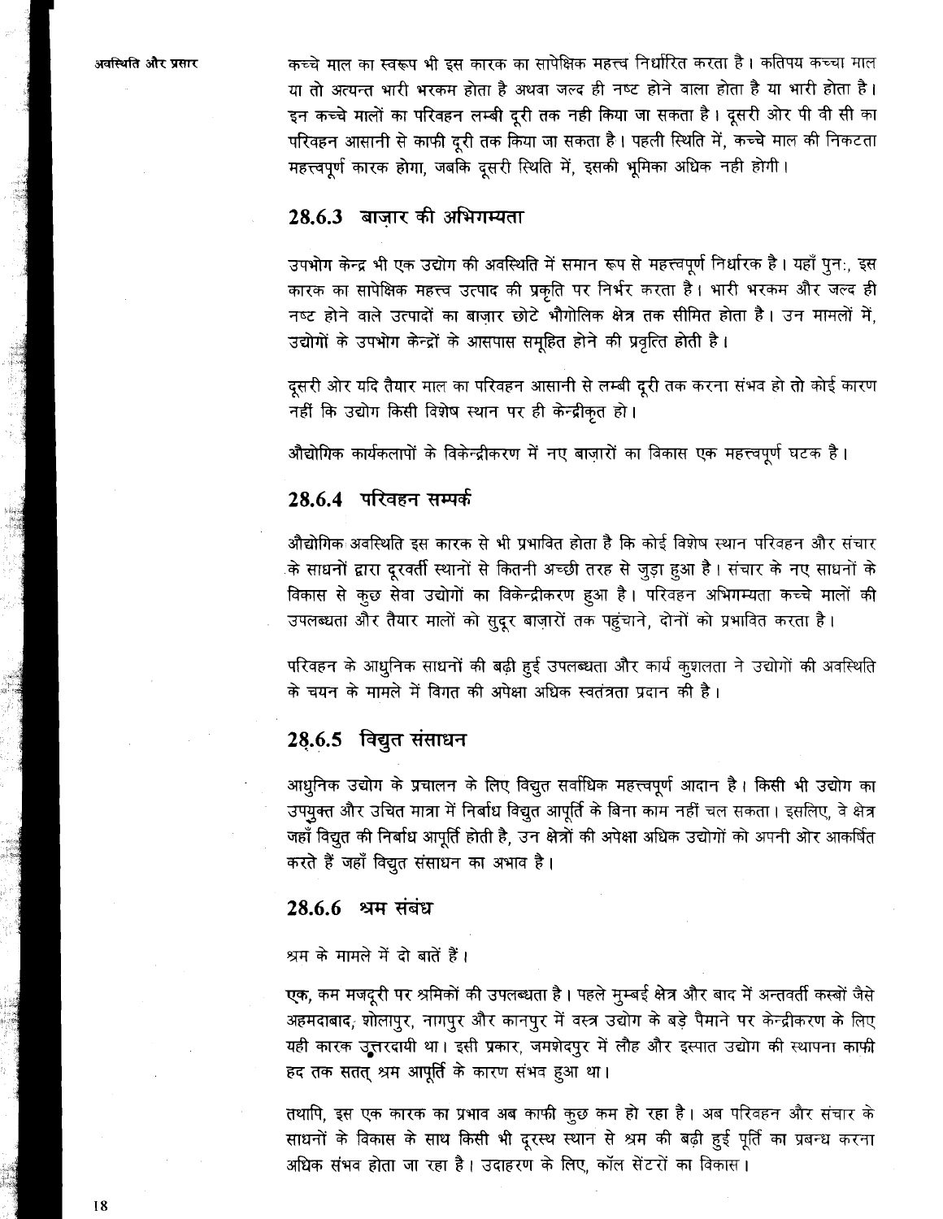कच्चे माल का स्वरूप भी इस कारक का सापेक्षिक महत्त्व निर्धारित करता है। कतिपय कच्चा माल या तो अत्यन्त भारी भरकम होता है अथवा जल्द ही नष्ट होने वाला होता है या भारी होता है। इन कच्चे मालों का परिवहन लम्बी दूरी तक नही किया जा सकता है। दूसरी ओर पी वी सी का परिवहन आसानी से काफी दूरी तक किया जा सकता है। पहली स्थिति में, कच्चे माल की निकटता महत्त्वपूर्ण कारक होगा, जबकि दूसरी स्थिति में, इसकी भूमिका अधिक नही होगी।

### 28.6.3 बाज़ार की अभिगम्यता

उपभोग केन्द्र भी एक उद्योग की अवस्थिति में समान रूप से महत्त्वपूर्ण निर्धारक है। यहाँ पुनः, इस कारक का सापेक्षिक महत्त्व उत्पाद की प्रकृति पर निर्भर करता है। भारी भरकम और जल्द ही नष्ट होने वाले उत्पादों का बाज़ार छोटे भौगोलिक क्षेत्र तक सीमित होता है। उन मामलों में, उद्योगों के उपभोग केन्द्रों के आसपास समूहित होने की प्रवृत्ति होती है।

दूसरी ओर यदि तैयार माल का परिवहन आसानी से लम्बी दूरी तक करना संभव हो तो कोई कारण नहीं कि उद्योग किसी विशेष स्थान पर ही केन्द्रीकृत हो।

औद्योगिक कार्यकलापों के विकेन्द्रीकरण में नए बाज़ारों का विकास एक महत्त्वपूर्ण घटक है।

### 28.6.4 परिवहन सम्पर्क

औद्योगिक अवस्थिति इस कारक से भी प्रभावित होता है कि कोई विशेष स्थान परिवहन और संचार के साधनों द्वारा दूरवर्ती स्थानों से कितनी अच्छी तरह से जुड़ा हुआ है। संचार के नए साधनों के विकास से कुछ सेवा उद्योगों का विकेन्द्रीकरण हुआ है। परिवहन अभिगम्यता कच्चे मालों की उपलब्धता और तैयार मालों को सुदूर बाज़ारों तक पहुंचाने, दोनों को प्रभावित करता है।

परिवहन के आधुनिक साधनों की बढ़ी हुई उपलब्धता और कार्य कुशलता ने उद्योगों की अवस्थिति के चयन के मामले में विगत की अपेक्षा अधिक स्वतंत्रता प्रदान की है।

### 28.6.5 विद्युत संसाधन

आधुनिक उद्योग के प्रचालन के लिए विद्युत सर्वाधिक महत्त्वपूर्ण आदान है। किसी भी उद्योग का उपयुक्त और उचित मात्रा में निर्बाध विद्युत आपूर्ति के बिना काम नहीं चल सकता। इसलिए, वे क्षेत्र जहाँ विद्युत की निर्बाध आपूर्ति होती है, उन क्षेत्रों की अपेक्षा अधिक उद्योगों को अपनी ओर आकर्षित करते हैं जहाँ विद्युत संसाधन का अभाव है।

### 28.6.6 श्रम संबंध

श्रम के मामले में दो बातें हैं।

एक, कम मजदूरी पर श्रमिकों की उपलब्धता है। पहले मुम्बई क्षेत्र और बाद में अन्तवर्ती कस्बों जैसे अहमदाबाद, शोलापुर, नागपुर और कानपुर में वस्त्र उद्योग के बड़े पैमाने पर केन्द्रीकरण के लिए यही कारक उत्तरदायी था। इसी प्रकार, जमशेदपुर में लौह और इस्पात उद्योग की स्थापना काफी हद तक सतत् श्रम आपूर्ति के कारण संभव हुआ था।

तथापि, इस एक कारक का प्रभाव अब काफी कुछ कम हो रहा है। अब परिवहन और संचार के साधनों के विकास के साथ किसी भी दूरस्थ स्थान से श्रम की बढ़ी हुई पूर्ति का प्रबन्ध करना अधिक संभव होता जा रहा है। उदाहरण के लिए, कॉल सेंटरों का विकास।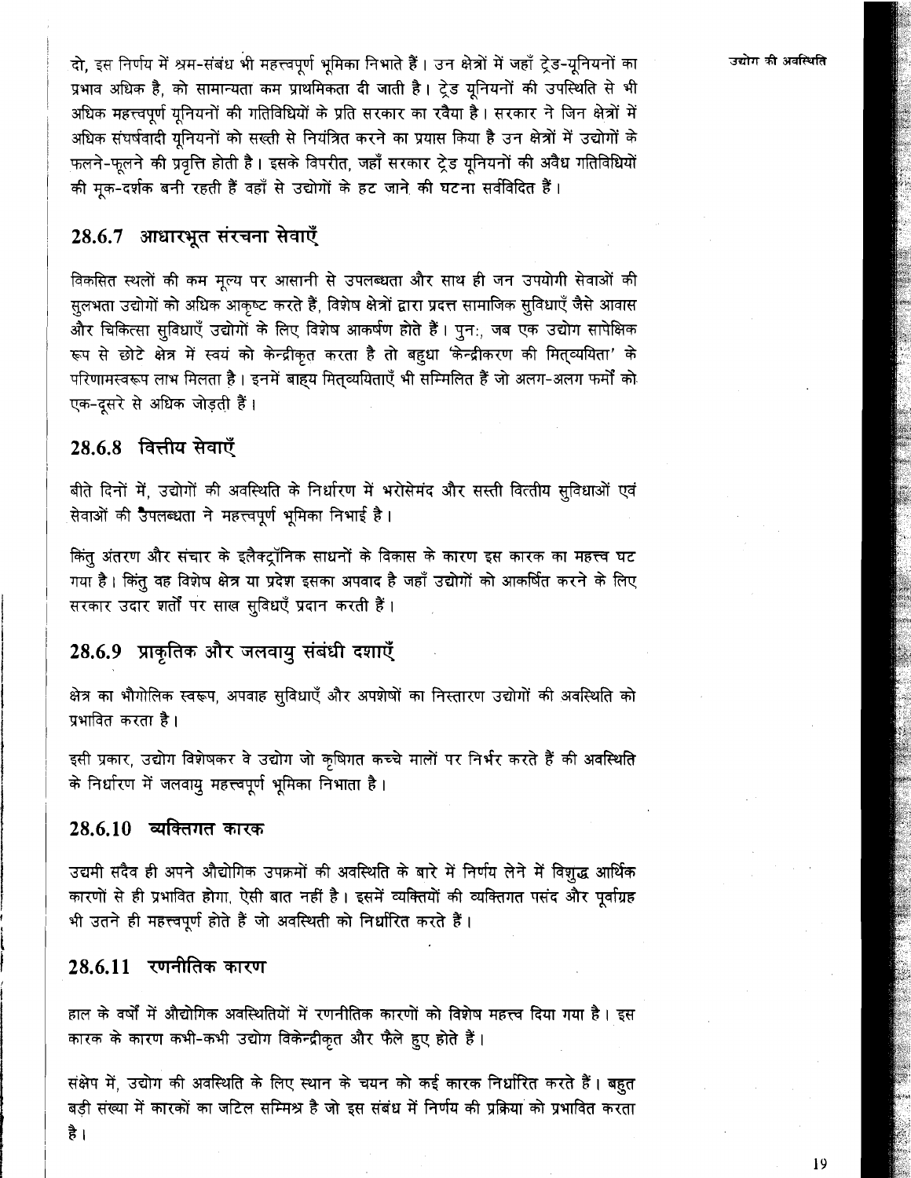दो, इस निर्णय में श्रम-संबंध भी महत्त्वपूर्ण भूमिका निभाते हैं। उन क्षेत्रों में जहाँ ट्रेड-यूनियनों का प्रभाव अधिक है, को सामान्यता कम प्राथमिकता दी जाती है। ट्रेड यूनियनों की उपस्थिति से भी अधिक महत्त्वपूर्ण यूनियनों की गतिविधियों के प्रति सरकार का रवैया है। सरकार ने जिन क्षेत्रों में अधिक संघर्षवादी यूनियनों को सख्ती से नियंत्रित करने का प्रयास किया है उन क्षेत्रों में उद्योगों के फलने-फूलने की प्रवृत्ति होती है। इसके विपरीत, जहाँ सरकार ट्रेड यूनियनों की अवैध गतिविधियों की मूक-दर्शक बनी रहती हैं वहाँ से उद्योगों के हट जाने की घटना सर्वविदित हैं।

## 28.6.7 आधारभूत संरचना सेवाएँ

विकसित स्थलों की कम मूल्य पर आसानी से उपलब्धता और साथ ही जन उपयोगी सेवाओं की सुलभता उद्योगों को अधिक आकृष्ट करते हैं, विशेष क्षेत्रों द्वारा प्रदत्त सामाजिक सुविधाएँ जैसे आवास और चिकित्सा सुविधाएँ उद्योगों के लिए विशेष आकर्षण होते हैं। पुनः, जब एक उद्योग सापेक्षिक रूप से छोटे क्षेत्र में स्वयं को केन्द्रीकृत करता है तो बहुधा 'केन्द्रीकरण की मितव्ययिता' के परिणामस्वरूप लाभ मिलता है। इनमें बाह्य मितव्ययिताएँ भी सम्मिलित हैं जो अलग-अलग फर्मों को एक-दूसरे से अधिक जोड़ती हैं।

## 28.6.8 वित्तीय सेवाएँ

बीते दिनों में, उद्योगों की अवस्थिति के निर्धारण में भरोसेमंद और सस्ती वित्तीय सुविधाओं एवं सेवाओं की उपलब्धता ने महत्त्वपूर्ण भूमिका निभाई है।

किंतु अंतरण और संचार के इलैक्ट्रॉनिक साधनों के विकास के कारण इस कारक का महत्त्व घट गया है। किंतु वह विशेष क्षेत्र या प्रदेश इसका अपवाद है जहाँ उद्योगों को आकर्षित करने के लिए सरकार उदार शर्तों पर साख सुविधएँ प्रदान करती हैं।

## 28.6.9 प्राकृतिक और जलवायु संबंधी दशाएँ

क्षेत्र का भौगोलिक स्वरूप, अपवाह सुविधाएँ और अपशेषों का निस्तारण उद्योगों की अवस्थिति को प्रभावित करता है।

इसी प्रकार, उद्योग विशेषकर वे उद्योग जो कृषिगत कच्चे मालों पर निर्भर करते हैं की अवस्थिति के निर्धारण में जलवायु महत्त्वपूर्ण भूमिका निभाता है।

## 28.6.10 व्यक्तिगत कारक

उद्यमी सदैव ही अपने औद्योगिक उपक्रमों की अवस्थिति के बारे में निर्णय लेने में विशुद्ध आर्थिक कारणों से ही प्रभावित होगा, ऐसी बात नहीं है। इसमें व्यक्तियों की व्यक्तिगत पसंद और पूर्वाग्रह भी उतने ही महत्त्वपूर्ण होते हैं जो अवस्थिती को निर्धारित करते हैं।

## 28.6.11 रणनीतिक कारण

हाल के वर्षों में औद्योगिक अवस्थितियों में रणनीतिक कारणों को विशेष महत्त्व दिया गया है। इस कारक के कारण कभी-कभी उद्योग विकेन्द्रीकृत और फैले हुए होते हैं।

संक्षेप में, उद्योग की अवस्थिति के लिए स्थान के चयन को कई कारक निर्धारित करते हैं। बहुत बड़ी संख्या में कारकों का जटिल सम्मिश्र है जो इस संबंध में निर्णय की प्रक्रिया को प्रभावित करता है।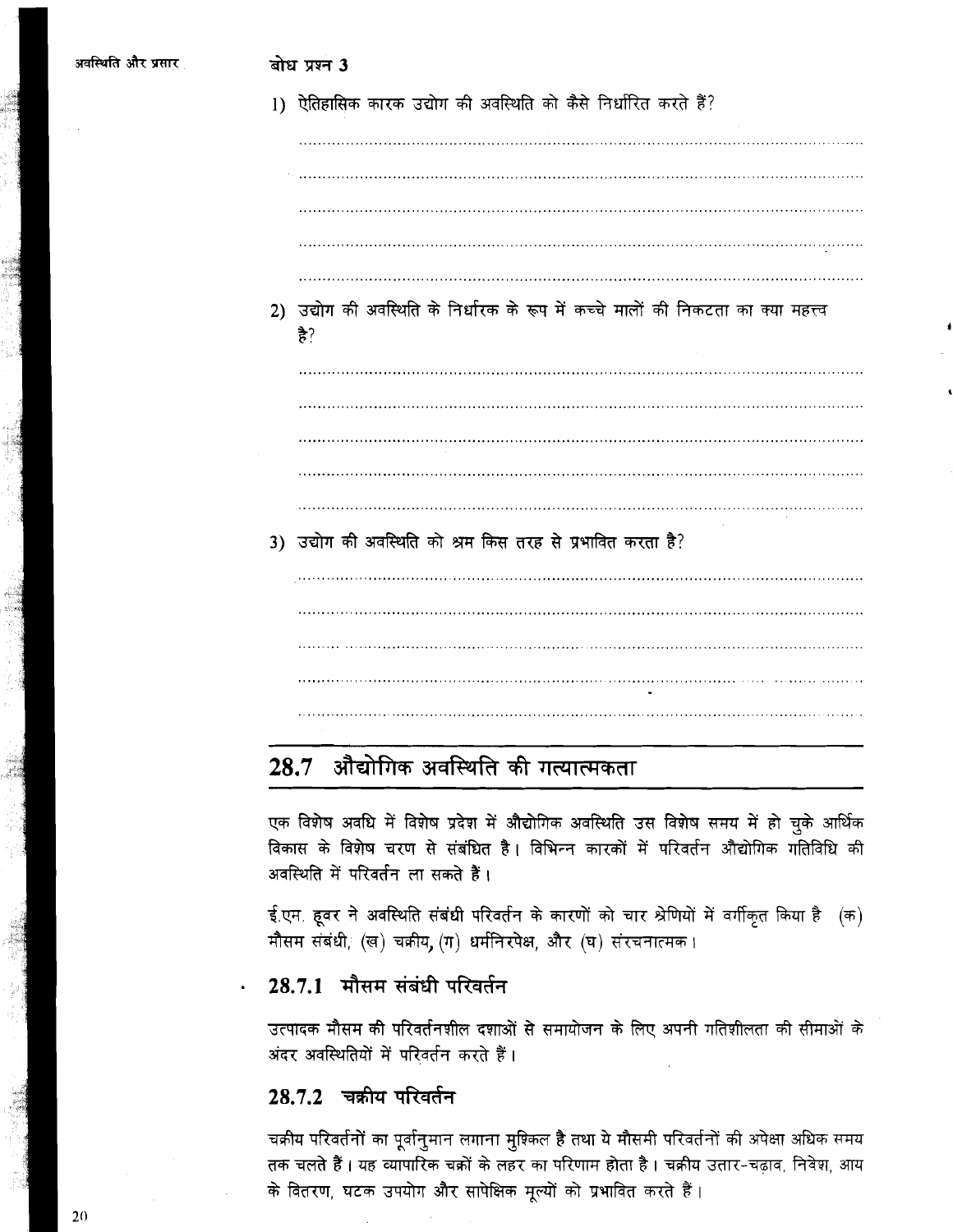**बोध प्रश्न 3**

1) ऐतिहासिक कारक उद्योग की अवस्थिति को कैसे निर्धारित करते हैं?

2) उद्योग की अवस्थिति के निर्धारक के रूप में कच्चे मालों की निकटता का क्या महत्त्व है?

3) उद्योग की अवस्थिति को श्रम किस तरह से प्रभावित करता है?

## 28.7 औद्योगिक अवस्थिति की गत्यात्मकता

एक विशेष अवधि में विशेष प्रदेश में औद्योगिक अवस्थिति उस विशेष समय में हो चुके आर्थिक विकास के विशेष चरण से संबंधित है। विभिन्न कारकों में परिवर्तन औद्योगिक गतिविधि की अवस्थिति में परिवर्तन ला सकते हैं।

ई.एम. हूवर ने अवस्थिति संबंधी परिवर्तन के कारणों को चार श्रेणियों में वर्गीकृत किया है (क) मौसम संबंधी; (ख) चक्रीय, (ग) धर्मनिरपेक्ष, और (घ) संरचनात्मक।

### 28.7.1 मौसम संबंधी परिवर्तन

उत्पादक मौसम की परिवर्तनशील दशाओं से समायोजन के लिए अपनी गतिशीलता की सीमाओं के अंदर अवस्थितियों में परिवर्तन करते हैं।

### 28.7.2 चक्रीय परिवर्तन

चक्रीय परिवर्तनों का पूर्वानुमान लगाना मुश्किल है तथा ये मौसमी परिवर्तनों की अपेक्षा अधिक समय तक चलते हैं। यह व्यापारिक चक्रों के लहर का परिणाम होता है। चक्रीय उतार-चढ़ाव, निवेश, आय के वितरण, घटक उपयोग और सापेक्षिक मूल्यों को प्रभावित करते हैं।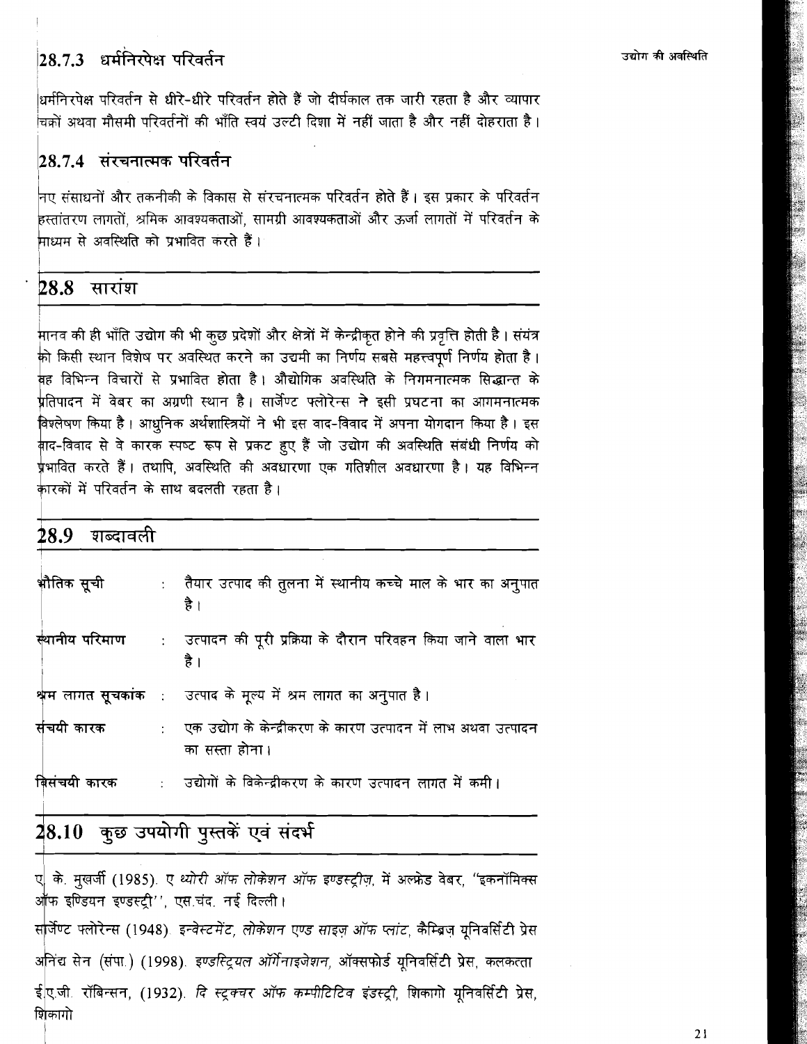### 28.7.3 धर्मनिरपेक्ष परिवर्तन

धर्मनिरपेक्ष परिवर्तन से धीरे-धीरे परिवर्तन होते हैं जो दीर्घकाल तक जारी रहता है और व्यापार चक्रों अथवा मौसमी परिवर्तनों की भाँति स्वयं उल्टी दिशा में नहीं जाता है और नहीं दोहराता है।

### 28.7.4 संरचनात्मक परिवर्तन

नए संसाधनों और तकनीकी के विकास से संरचनात्मक परिवर्तन होते हैं। इस प्रकार के परिवर्तन हस्तांतरण लागतों, श्रमिक आवश्यकताओं, सामग्री आवश्यकताओं और ऊर्जा लागतों में परिवर्तन के माध्यम से अवस्थिति को प्रभावित करते हैं।

## 28.8 सारांश

मानव की ही भाँति उद्योग की भी कुछ प्रदेशों और क्षेत्रों में केन्द्रीकृत होने की प्रवृत्ति होती है। संयंत्र को किसी स्थान विशेष पर अवस्थित करने का उद्यमी का निर्णय सबसे महत्त्वपूर्ण निर्णय होता है। वह विभिन्न विचारों से प्रभावित होता है। औद्योगिक अवस्थिति के निगमनात्मक सिद्धान्त के प्रतिपादन में वेबर का अग्रणी स्थान है। सार्जेण्ट फ्लोरेन्स ने इसी प्रघटना का आगमनात्मक विश्लेषण किया है। आधुनिक अर्थशास्त्रियों ने भी इस वाद-विवाद में अपना योगदान किया है। इस वाद-विवाद से वे कारक स्पष्ट रूप से प्रकट हुए हैं जो उद्योग की अवस्थिति संबंधी निर्णय को प्रभावित करते हैं। तथापि, अवस्थिति की अवधारणा एक गतिशील अवधारणा है। यह विभिन्न कारकों में परिवर्तन के साथ बदलती रहता है।

## 28.9 शब्दावली

- **भौतिक सूची** : तैयार उत्पाद की तुलना में स्थानीय कच्चे माल के भार का अनुपात है।
- **स्थानीय परिमाण** : उत्पादन की पूरी प्रक्रिया के दौरान परिवहन किया जाने वाला भार है।
- **श्रम लागत सूचकांक** : उत्पाद के मूल्य में श्रम लागत का अनुपात है।
- **संचयी कारक** : एक उद्योग के केन्द्रीकरण के कारण उत्पादन में लाभ अथवा उत्पादन का सस्ता होना।
- **विसंचयी कारक** : उद्योगों के विकेन्द्रीकरण के कारण उत्पादन लागत में कमी।

## 28.10 कुछ उपयोगी पुस्तकें एवं संदर्भ

ए. के. मुखर्जी (1985). *ए थ्योरी ऑफ लोकेशन ऑफ इण्डस्ट्रीज़*, में अल्फ्रेड वेबर, "इकनॉमिक्स ऑफ इण्डियन इण्डस्ट्री", एस.चंद. नई दिल्ली।

सार्जेण्ट फ्लोरेन्स (1948). *इन्वेस्टमेंट, लोकेशन एण्ड साइज़ ऑफ प्लांट*, कैम्ब्रिज़ यूनिवर्सिटी प्रेस

अनिंद्य सेन (संपा.) (1998). *इण्डस्ट्रियल ऑर्गेनाइजेशन*, ऑक्सफोर्ड यूनिवर्सिटी प्रेस, कलकत्ता

ई.ए.जी. रॉबिन्सन, (1932). *दि स्ट्रक्चर ऑफ कम्पीटिटिव इंडस्ट्री*, शिकागो यूनिवर्सिटी प्रेस, शिकागो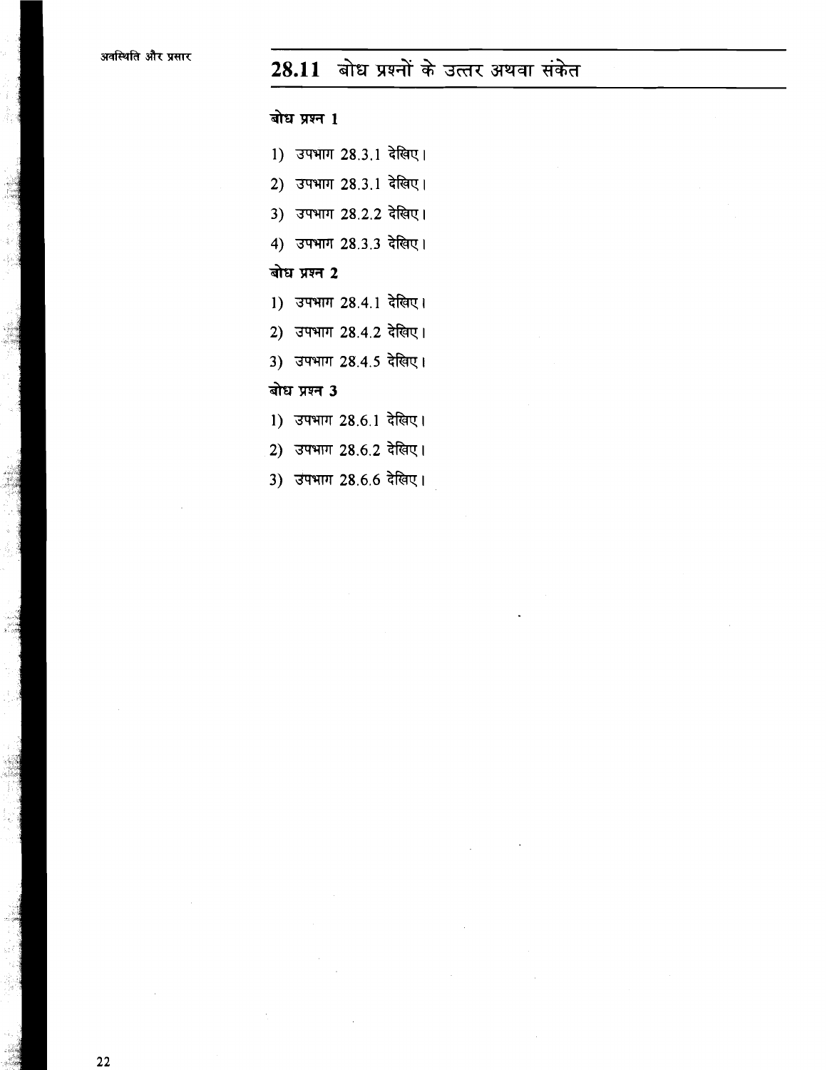## 28.11 बोध प्रश्नों के उत्तर अथवा संकेत

**बोध प्रश्न 1**

1) उपभाग 28.3.1 देखिए।
2) उपभाग 28.3.1 देखिए।
3) उपभाग 28.2.2 देखिए।
4) उपभाग 28.3.3 देखिए।

**बोध प्रश्न 2**

1) उपभाग 28.4.1 देखिए।
2) उपभाग 28.4.2 देखिए।
3) उपभाग 28.4.5 देखिए।

**बोध प्रश्न 3**

1) उपभाग 28.6.1 देखिए।
2) उपभाग 28.6.2 देखिए।
3) उपभाग 28.6.6 देखिए।